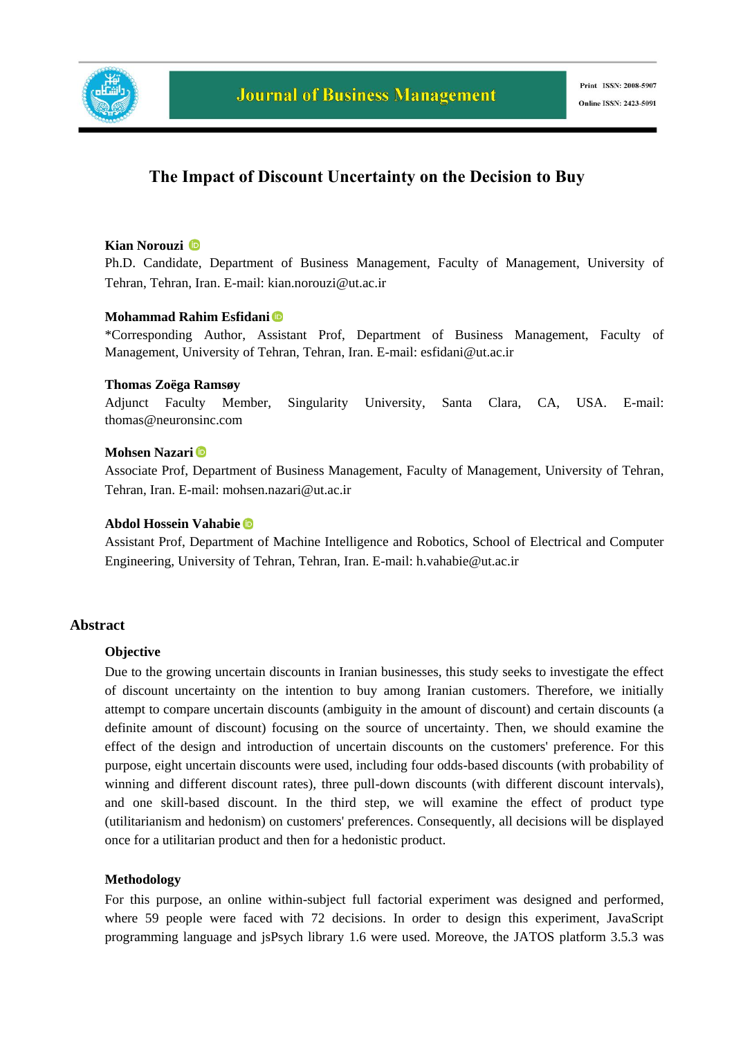# The Impact of Discount Uncertainty on the Decision to Buy

**Kian Norouzi**

Ph.D. Candidate, Department of Business Management, Faculty of Management, University of Tehran, Tehran, Iran. E-mail: kian.norouzi@ut.ac.ir

**Mohammad Rahim Esfidani**

*Corresponding Author, Assistant Prof, Department of Business Management, Faculty of Management, University of Tehran, Tehran, Iran. E-mail: esfidani@ut.ac.ir

**Thomas Zoëga Ramsøy**

Adjunct Faculty Member, Singularity University, Santa Clara, CA, USA. E-mail: thomas@neuronsinc.com

**Mohsen Nazari**

Associate Prof, Department of Business Management, Faculty of Management, University of Tehran, Tehran, Iran. E-mail: mohsen.nazari@ut.ac.ir

**Abdol Hossein Vahabie**

Assistant Prof, Department of Machine Intelligence and Robotics, School of Electrical and Computer Engineering, University of Tehran, Tehran, Iran. E-mail: h.vahabie@ut.ac.ir

## Abstract

### Objective

Due to the growing uncertain discounts in Iranian businesses, this study seeks to investigate the effect of discount uncertainty on the intention to buy among Iranian customers. Therefore, we initially attempt to compare uncertain discounts (ambiguity in the amount of discount) and certain discounts (a definite amount of discount) focusing on the source of uncertainty. Then, we should examine the effect of the design and introduction of uncertain discounts on the customers' preference. For this purpose, eight uncertain discounts were used, including four odds-based discounts (with probability of winning and different discount rates), three pull-down discounts (with different discount intervals), and one skill-based discount. In the third step, we will examine the effect of product type (utilitarianism and hedonism) on customers' preferences. Consequently, all decisions will be displayed once for a utilitarian product and then for a hedonistic product.

### Methodology

For this purpose, an online within-subject full factorial experiment was designed and performed, where 59 people were faced with 72 decisions. In order to design this experiment, JavaScript programming language and jsPsych library 1.6 were used. Moreove, the JATOS platform 3.5.3 was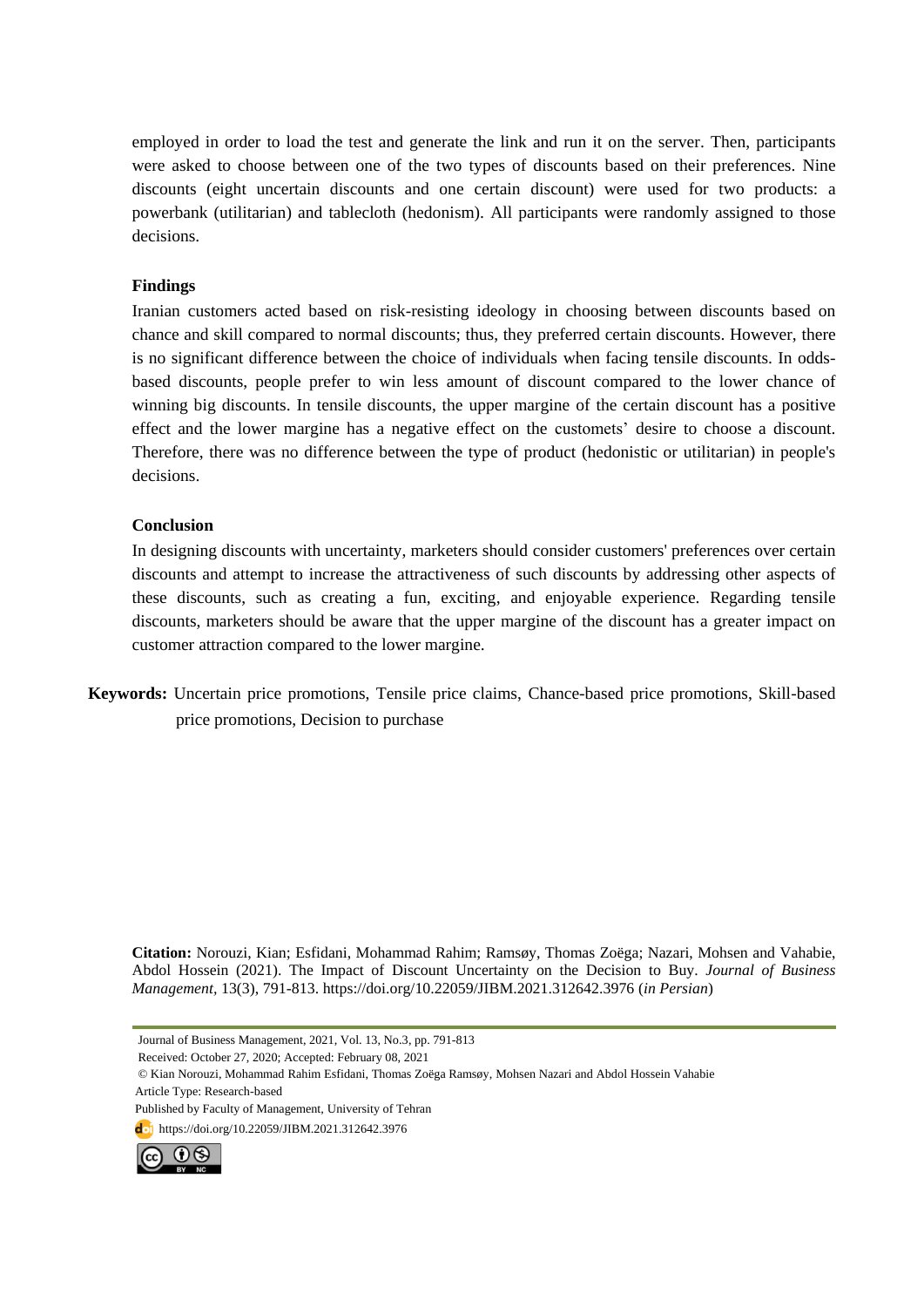employed in order to load the test and generate the link and run it on the server. Then, participants were asked to choose between one of the two types of discounts based on their preferences. Nine discounts (eight uncertain discounts and one certain discount) were used for two products: a powerbank (utilitarian) and tablecloth (hedonism). All participants were randomly assigned to those decisions.

### Findings

Iranian customers acted based on risk-resisting ideology in choosing between discounts based on chance and skill compared to normal discounts; thus, they preferred certain discounts. However, there is no significant difference between the choice of individuals when facing tensile discounts. In odds-based discounts, people prefer to win less amount of discount compared to the lower chance of winning big discounts. In tensile discounts, the upper margine of the certain discount has a positive effect and the lower margine has a negative effect on the customets' desire to choose a discount. Therefore, there was no difference between the type of product (hedonistic or utilitarian) in people's decisions.

### Conclusion

In designing discounts with uncertainty, marketers should consider customers' preferences over certain discounts and attempt to increase the attractiveness of such discounts by addressing other aspects of these discounts, such as creating a fun, exciting, and enjoyable experience. Regarding tensile discounts, marketers should be aware that the upper margin of the discount has a greater impact on customer attraction compared to the lower margin.

**Keywords:** Uncertain price promotions, Tensile price claims, Chance-based price promotions, Skill-based price promotions, Decision to purchase

**Citation:** Norouzi, Kian; Esfidani, Mohammad Rahim; Ramsøy, Thomas Zoëga; Nazari, Mohsen and Vahabie, Abdol Hossein (2021). The Impact of Discount Uncertainty on the Decision to Buy. *Journal of Business Management*, 13(3), 791-813. https://doi.org/10.22059/JIBM.2021.312642.3976 (*in Persian*)

---

Journal of Business Management, 2021, Vol. 13, No.3, pp. 791-813

Received: October 27, 2020; Accepted: February 08, 2021

© Kian Norouzi, Mohammad Rahim Esfidani, Thomas Zoëga Ramsøy, Mohsen Nazari and Abdol Hossein Vahabie

Article Type: Research-based

Published by Faculty of Management, University of Tehran

https://doi.org/10.22059/JIBM.2021.312642.3976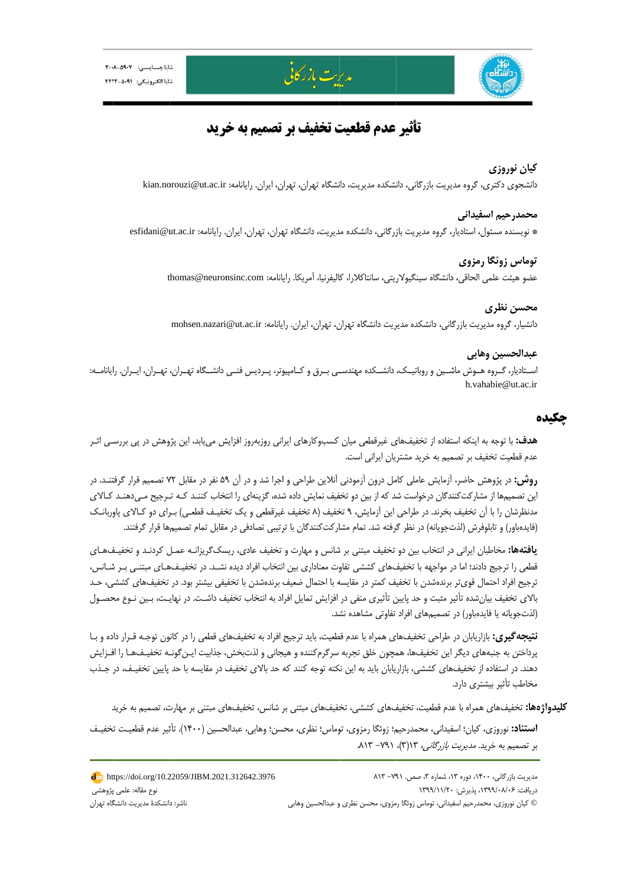# تأثیر عدم قطعیت تخفیف بر تصمیم به خرید

**کیان نوروزی**

دانشجوی دکتری، گروه مدیریت بازرگانی، دانشکده مدیریت، دانشگاه تهران، تهران، ایران. رایانامه: kian.norouzi@ut.ac.ir

**محمدرحیم اسفیدانی**

* نویسنده مسئول، استادیار، گروه مدیریت بازرگانی، دانشکده مدیریت، دانشگاه تهران، تهران، ایران. رایانامه: esfidani@ut.ac.ir

**توماس زوتگا رمزوی**

عضو هیئت علمی الحاقی، دانشگاه سینگیولاریتی، سانتاکلارا، کالیفرنیا، آمریکا. رایانامه: thomas@neuronsinc.com

**محسن نظری**

دانشیار، گروه مدیریت بازرگانی، دانشکده مدیریت دانشگاه تهران، تهران، ایران. رایانامه: mohsen.nazari@ut.ac.ir

**عبدالحسین وهابی**

استادیار، گروه هوش ماشین و روباتیک، دانشکده مهندسی برق و کامپیوتر، پردیس فنی دانشگاه تهران، تهران، ایران. رایانامه: h.vahabie@ut.ac.ir

## چکیده

**هدف:** با توجه به اینکه استفاده از تخفیف‌های غیرقطعی میان کسب‌وکارهای ایرانی روزبه‌روز افزایش می‌یابد، این پژوهش در پی بررسی اثر عدم قطعیت تخفیف بر تصمیم به خرید مشتریان ایرانی است.

**روش:** در پژوهش حاضر، آزمایش عاملی کامل درون آزمودنی آنلاین طراحی و اجرا شد و در آن ۵۹ نفر در مقابل ۷۲ تصمیم قرار گرفتند. در این تصمیم‌ها از مشارکت‌کنندگان درخواست شد که از بین دو تخفیف نمایش داده شده، گزینه‌ای را انتخاب کنند که ترجیح می‌دهند کالای مدنظرشان را با آن تخفیف بخرند. در طراحی این آزمایش، ۹ تخفیف (۸ تخفیف غیرقطعی و یک تخفیف قطعی) برای دو کالای پاوربانک (فایده‌باور) و تابلوفرش (لذت‌جویانه) در نظر گرفته شد. تمام مشارکت‌کنندگان با ترتیبی تصادفی در مقابل تمام تصمیم‌ها قرار گرفتند.

**یافته‌ها:** مخاطبان ایرانی در انتخاب بین دو تخفیف مبتنی بر شانس و مهارت و تخفیف عادی، ریسک‌گریزانه عمل کردند و تخفیف‌های قطعی را ترجیح دادند؛ اما در مواجهه با تخفیف‌های کششی تفاوت معناداری بین انتخاب افراد دیده نشد. در تخفیف‌های مبتنی بر شانس، ترجیح افراد احتمال قوی‌تر برنده‌شدن با تخفیف کمتر در مقایسه با احتمال ضعیف برنده‌شدن با تخفیفی بیشتر بود. در تخفیف‌های کششی، حد بالای تخفیف بیان‌شده تأثیر مثبت و حد پایین تأثیری منفی در افزایش تمایل افراد به انتخاب تخفیف داشت. در نهایت، بین نوع محصول (لذت‌جویانه یا فایده‌باور) در تصمیم‌های افراد تفاوتی مشاهده نشد.

**نتیجه‌گیری:** بازاریابان در طراحی تخفیف‌های همراه با عدم قطعیت، باید ترجیح افراد به تخفیف‌های قطعی را در کانون توجه قرار داده و با پرداختن به جنبه‌های دیگر این تخفیف‌ها، همچون خلق تجربه سرگرم‌کننده و هیجانی و لذت‌بخش، جذابیت این‌گونه تخفیف‌ها را افزایش دهند. در استفاده از تخفیف‌های کششی، بازاریابان باید به این نکته توجه کنند که حد بالای تخفیف در مقایسه با حد پایین تخفیف، در جذب مخاطب تأثیر بیشتری دارد.

**کلیدواژه‌ها:** تخفیف‌های همراه با عدم قطعیت، تخفیف‌های کششی، تخفیف‌های مبتنی بر شانس، تخفیف‌های مبتنی بر مهارت، تصمیم به خرید

**استناد:** نوروزی، کیان؛ اسفیدانی، محمدرحیم؛ زوتگا رمزوی، توماس؛ نظری، محسن؛ وهابی، عبدالحسین (۱۴۰۰). تأثیر عدم قطعیت تخفیف بر تصمیم به خرید. *مدیریت بازرگانی*، ۱۳(۳)، ۷۹۱- ۸۱۳.

مدیریت بازرگانی، ۱۴۰۰، دوره ۱۳، شماره ۳، صص. ۷۹۱- ۸۱۳

دریافت: ۱۳۹۹/۰۸/۰۶، پذیرش: ۱۳۹۹/۱۱/۲۰

© کیان نوروزی، محمدرحیم اسفیدانی، توماس زوتگا رمزوی، محسن نظری و عبدالحسین وهابی

https://doi.org/10.22059/JIBM.2021.312642.3976

نوع مقاله: علمی پژوهشی

ناشر: دانشکدهٔ مدیریت دانشگاه تهران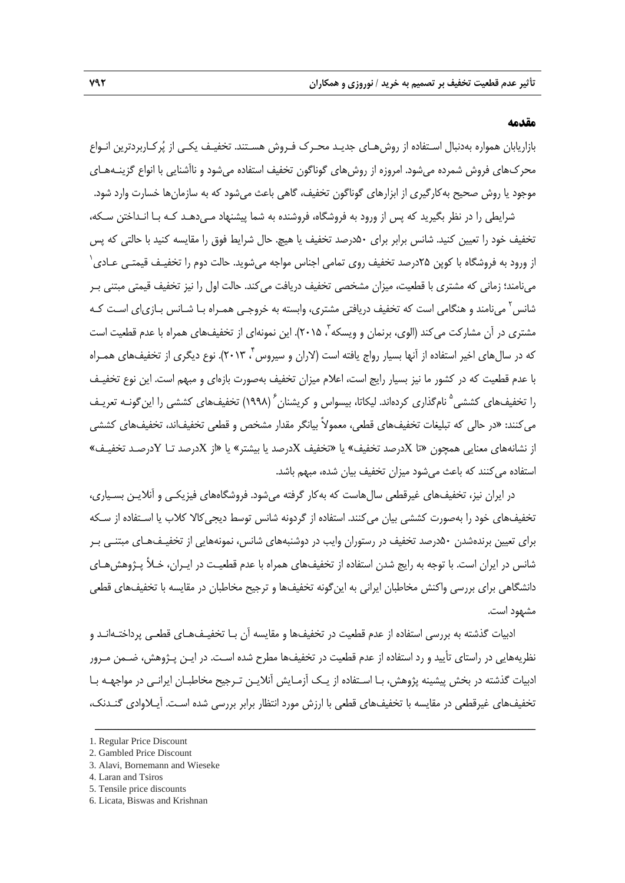## مقدمه

بازاریابان همواره به‌دنبال استفاده از روش‌های جدید محرک فروش هستند. تخفیف یکی از پُرکاربردترین انواع محرک‌های فروش شمرده می‌شود. امروزه از روش‌های گوناگون تخفیف استفاده می‌شود و ناآشنایی با انواع گزینه‌های موجود یا روش صحیح به‌کارگیری از ابزارهای گوناگون تخفیف، گاهی باعث می‌شود که به سازمان‌ها خسارت وارد شود.

شرایطی را در نظر بگیرید که پس از ورود به فروشگاه، فروشنده به شما پیشنهاد می‌دهد که با انداختن سکه، تخفیف خود را تعیین کنید. شانس برابر برای ۵۰درصد تخفیف یا هیچ. حال شرایط فوق را مقایسه کنید با حالتی که پس از ورود به فروشگاه با کوپن ۲۵درصد تخفیف روی تمامی اجناس مواجه می‌شوید. حالت دوم را تخفیف قیمتی عادی[1] می‌نامند؛ زمانی که مشتری با قطعیت، میزان مشخصی تخفیف دریافت می‌کند. حالت اول را نیز تخفیف قیمتی مبتنی بر شانس[2] می‌نامند و هنگامی است که تخفیف دریافتی مشتری، وابسته به خروجی همراه با شانس بازی‌ای است که مشتری در آن مشارکت می‌کند (الوی، برنمان و ویسکه[3]، ۲۰۱۵). این نمونه‌ای از تخفیف‌های همراه با عدم قطعیت است که در سال‌های اخیر استفاده از آنها بسیار رواج یافته است (لاران و سیروس[4]، ۲۰۱۳). نوع دیگری از تخفیف‌های همراه با عدم قطعیت که در کشور ما نیز بسیار رایج است، اعلام میزان تخفیف به‌صورت بازه‌ای و مبهم است. این نوع تخفیف را تخفیف‌های کششی[5] نام‌گذاری کرده‌اند. لیکاتا، بیسواس و کریشنان[6] (۱۹۹۸) تخفیف‌های کششی را این‌گونه تعریف می‌کنند: «در حالی که تبلیغات تخفیف‌های قطعی، معمولاً بیانگر مقدار مشخص و قطعی تخفیف‌اند، تخفیف‌های کششی از نشانه‌های معنایی همچون «تا Xدرصد تخفیف» یا «تخفیف Xدرصد یا بیشتر» یا «از Xدرصد تا Yدرصد تخفیف» استفاده می‌کنند که باعث می‌شود میزان تخفیف بیان شده، مبهم باشد.

در ایران نیز، تخفیف‌های غیرقطعی سال‌هاست که به‌کار گرفته می‌شود. فروشگاه‌های فیزیکی و آنلاین بسیاری، تخفیف‌های خود را به‌صورت کششی بیان می‌کنند. استفاده از گردونه شانس توسط دیجی‌کالا کلاب یا استفاده از سکه برای تعیین برنده‌شدن ۵۰درصد تخفیف در رستوران وایب در دوشنبه‌های شانس، نمونه‌هایی از تخفیف‌های مبتنی بر شانس در ایران است. با توجه به رایج شدن استفاده از تخفیف‌های همراه با عدم قطعیت در ایران، خلأ پژوهش‌های دانشگاهی برای بررسی واکنش مخاطبان ایرانی به این‌گونه تخفیف‌ها و ترجیح مخاطبان در مقایسه با تخفیف‌های قطعی مشهود است.

ادبیات گذشته به بررسی استفاده از عدم قطعیت در تخفیف‌ها و مقایسه آن با تخفیف‌های قطعی پرداخته‌اند و نظریه‌هایی در راستای تأیید و رد استفاده از عدم قطعیت در تخفیف‌ها مطرح شده است. در این پژوهش، ضمن مرور ادبیات گذشته در بخش پیشینه پژوهش، با استفاده از یک آزمایش آنلاین ترجیح مخاطبان ایرانی در مواجهه با تخفیف‌های غیرقطعی در مقایسه با تخفیف‌های قطعی با ارزش مورد انتظار برابر بررسی شده است. آیلاوادی گندنک،

---

1. Regular Price Discount
2. Gambled Price Discount
3. Alavi, Bornemann and Wieseke
4. Laran and Tsiros
5. Tensile price discounts
6. Licata, Biswas and Krishnan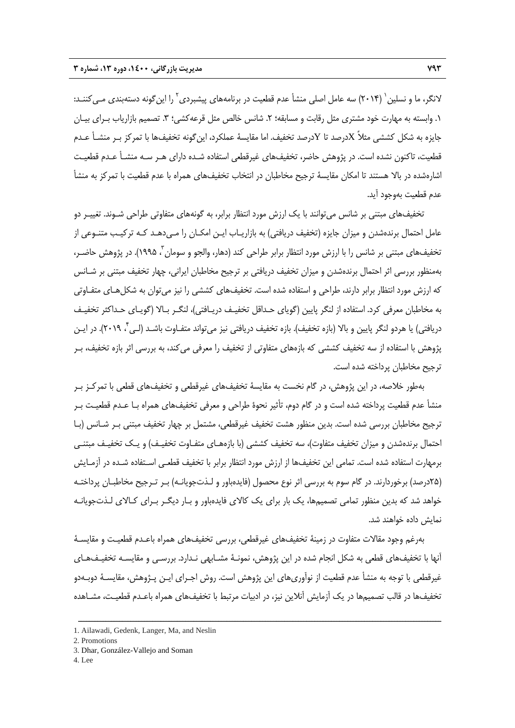لانگر، ما و نسلین[1] (۲۰۱۴) سه عامل اصلی منشأ عدم قطعیت در برنامه‌های پیشبردی[2] را این‌گونه دسته‌بندی می‌کنند: ۱. وابسته به مهارت خود مشتری مثل رقابت و مسابقه؛ ۲. شانس خالص مثل قرعه‌کشی؛ ۳. تصمیم بازاریاب برای بیان جایزه به شکل کششی مثلاً Xدرصد تا Yدرصد تخفیف. اما مقایسهٔ عملکرد، این‌گونه تخفیف‌ها با تمرکز بر منشأ عدم قطعیت، تاکنون نشده است. در پژوهش حاضر، تخفیف‌های غیرقطعی استفاده شده دارای هر سه منشأ عدم قطعیت اشاره‌شده در بالا هستند تا امکان مقایسهٔ ترجیح مخاطبان در انتخاب تخفیف‌های همراه با عدم قطعیت با تمرکز به منشأ عدم قطعیت به‌وجود آید.

تخفیف‌های مبتنی بر شانس می‌توانند با یک ارزش مورد انتظار برابر، به گونه‌های متفاوتی طراحی شوند. تغییر دو عامل احتمال برنده‌شدن و میزان جایزه (تخفیف دریافتی) به بازاریاب این امکان را می‌دهد که ترکیب متنوعی از تخفیف‌های مبتنی بر شانس را با ارزش مورد انتظار برابر طراحی کند (دهار، والجو و سومان[3]، ۱۹۹۵). در پژوهش حاضر، به‌منظور بررسی اثر احتمال برنده‌شدن و میزان تخفیف دریافتی بر ترجیح مخاطبان ایرانی، چهار تخفیف مبتنی بر شانس که ارزش مورد انتظار برابر دارند، طراحی و استفاده شده است. تخفیف‌های کششی را نیز می‌توان به شکل‌های متفاوتی به مخاطبان معرفی کرد. استفاده از لنگر پایین (گویای حداقل تخفیف دریافتی)، لنگر بالا (گویای حداکثر تخفیف دریافتی) یا هردو لنگر پایین و بالا (بازه تخفیف). بازه تخفیف دریافتی نیز می‌تواند متفاوت باشد (لی[4]، ۲۰۱۹). در این پژوهش با استفاده از سه تخفیف کششی که بازه‌های متفاوتی از تخفیف را معرفی می‌کند، به بررسی اثر بازه تخفیف، بر ترجیح مخاطبان پرداخته شده است.

به‌طور خلاصه، در این پژوهش، در گام نخست به مقایسهٔ تخفیف‌های غیرقطعی و تخفیف‌های قطعی با تمرکز بر منشأ عدم قطعیت پرداخته شده است و در گام دوم، تأثیر نحوهٔ طراحی و معرفی تخفیف‌های همراه با عدم قطعیت بر ترجیح مخاطبان بررسی شده است. بدین منظور هشت تخفیف غیرقطعی، مشتمل بر چهار تخفیف مبتنی بر شانس (با احتمال برنده‌شدن و میزان تخفیف متفاوت)، سه تخفیف کششی (با بازه‌های متفاوت تخفیف) و یک تخفیف مبتنی برمهارت استفاده شده است. تمامی این تخفیف‌ها از ارزش مورد انتظار برابر با تخفیف قطعی استفاده شده در آزمایش (۲۵درصد) برخوردارند. در گام سوم به بررسی اثر نوع محصول (فایده‌باور و لذت‌جویانه) بر ترجیح مخاطبان پرداخته خواهد شد که بدین منظور تمامی تصمیم‌ها، یک بار برای یک کالای فایده‌باور و بار دیگر برای کالای لذت‌جویانه نمایش داده خواهند شد.

به‌رغم وجود مقالات متفاوت در زمینهٔ تخفیف‌های غیرقطعی، بررسی تخفیف‌های همراه باعدم قطعیت و مقایسهٔ آنها با تخفیف‌های قطعی به شکل انجام شده در این پژوهش، نمونهٔ مشابهی ندارد. بررسی و مقایسه تخفیف‌های غیرقطعی با توجه به منشأ عدم قطعیت از نوآوری‌های این پژوهش است. روش اجرای این پژوهش، مقایسهٔ دوبه‌دو تخفیف‌ها در قالب تصمیم‌ها در یک آزمایش آنلاین نیز، در ادبیات مرتبط با تخفیف‌های همراه باعدم قطعیت، مشاهده

---

1. Ailawadi, Gedenk, Langer, Ma, and Neslin
2. Promotions
3. Dhar, González-Vallejo and Soman
4. Lee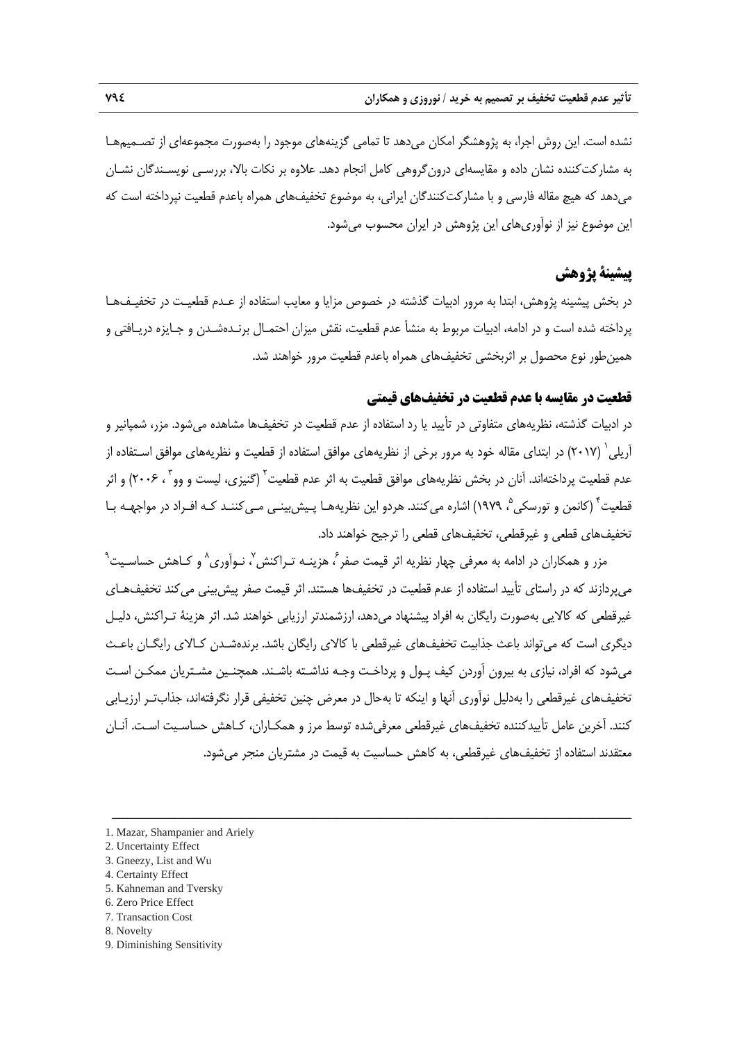نشده است. این روش اجرا، به پژوهشگر امکان می‌دهد تا تمامی گزینه‌های موجود را به‌صورت مجموعه‌ای از تصـمیم‌هـا به مشارکت‌کننده نشان داده و مقایسه‌ای درون‌گروهی کامل انجام دهد. علاوه بر نکات بالا، بررسـی نویسـندگان نشـان می‌دهد که هیچ مقاله فارسی و با مشارکت‌کنندگان ایرانی، به موضوع تخفیف‌های همراه باعدم قطعیت نپرداخته است که این موضوع نیز از نوآوری‌های این پژوهش در ایران محسوب می‌شود.

## پیشینهٔ پژوهش

در بخش پیشینه پژوهش، ابتدا به مرور ادبیات گذشته در خصوص مزایا و معایب استفاده از عـدم قطعیـت در تخفیـف‌هـا پرداخته شده است و در ادامه، ادبیات مربوط به منشأ عدم قطعیت، نقش میزان احتمـال برنـده‌شـدن و جـایزه دریـافتی و همین‌طور نوع محصول بر اثربخشی تخفیف‌های همراه باعدم قطعیت مرور خواهند شد.

### قطعیت در مقایسه با عدم قطعیت در تخفیف‌های قیمتی

در ادبیات گذشته، نظریه‌های متفاوتی در تأیید یا رد استفاده از عدم قطعیت در تخفیف‌ها مشاهده می‌شود. مزر، شمپانیر و آریلی[1] (۲۰۱۷) در ابتدای مقاله خود به مرور برخی از نظریه‌های موافق استفاده از قطعیت و نظریه‌های موافق اسـتفاده از عدم قطعیت پرداخته‌اند. آنان در بخش نظریه‌های موافق قطعیت به اثر عدم قطعیت[2] (گنیزی، لیست و وو[3]، ۲۰۰۶) و اثر قطعیت[4] (کانمن و تورسکی[5]، ۱۹۷۹) اشاره می‌کنند. هردو این نظریه‌هـا پـیش‌بینـی مـی‌کننـد کـه افـراد در مواجهـه بـا تخفیف‌های قطعی و غیرقطعی، تخفیف‌های قطعی را ترجیح خواهند داد.

مزر و همکاران در ادامه به معرفی چهار نظریه اثر قیمت صفر[6]، هزینـه تـراکنش[7]، نـوآوری[8] و کـاهش حساسـیت[9] می‌پردازند که در راستای تأیید استفاده از عدم قطعیت در تخفیف‌ها هستند. اثر قیمت صفر پیش‌بینی می‌کند تخفیف‌هـای غیرقطعی که کالایی به‌صورت رایگان به افراد پیشنهاد می‌دهد، ارزشمندتر ارزیابی خواهند شد. اثر هزینهٔ تـراکنش، دلیـل دیگری است که می‌تواند باعث جذابیت تخفیف‌های غیرقطعی با کالای رایگان باشد. برنده‌شـدن کـالای رایگـان باعـث می‌شود که افراد، نیازی به بیرون آوردن کیف پـول و پرداخـت وجـه نداشـته باشـند. همچنـین مشـتریان ممکـن اسـت تخفیف‌های غیرقطعی را به‌دلیل نوآوری آنها و اینکه تا به‌حال در معرض چنین تخفیفی قرار نگرفته‌اند، جذاب‌تـر ارزیـابی کنند. آخرین عامل تأییدکننده تخفیف‌های غیرقطعی معرفی‌شده توسط مزر و همکـاران، کـاهش حساسـیت اسـت. آنـان معتقدند استفاده از تخفیف‌های غیرقطعی، به کاهش حساسیت به قیمت در مشتریان منجر می‌شود.

---

1. Mazar, Shampanier and Ariely
2. Uncertainty Effect
3. Gneezy, List and Wu
4. Certainty Effect
5. Kahneman and Tversky
6. Zero Price Effect
7. Transaction Cost
8. Novelty
9. Diminishing Sensitivity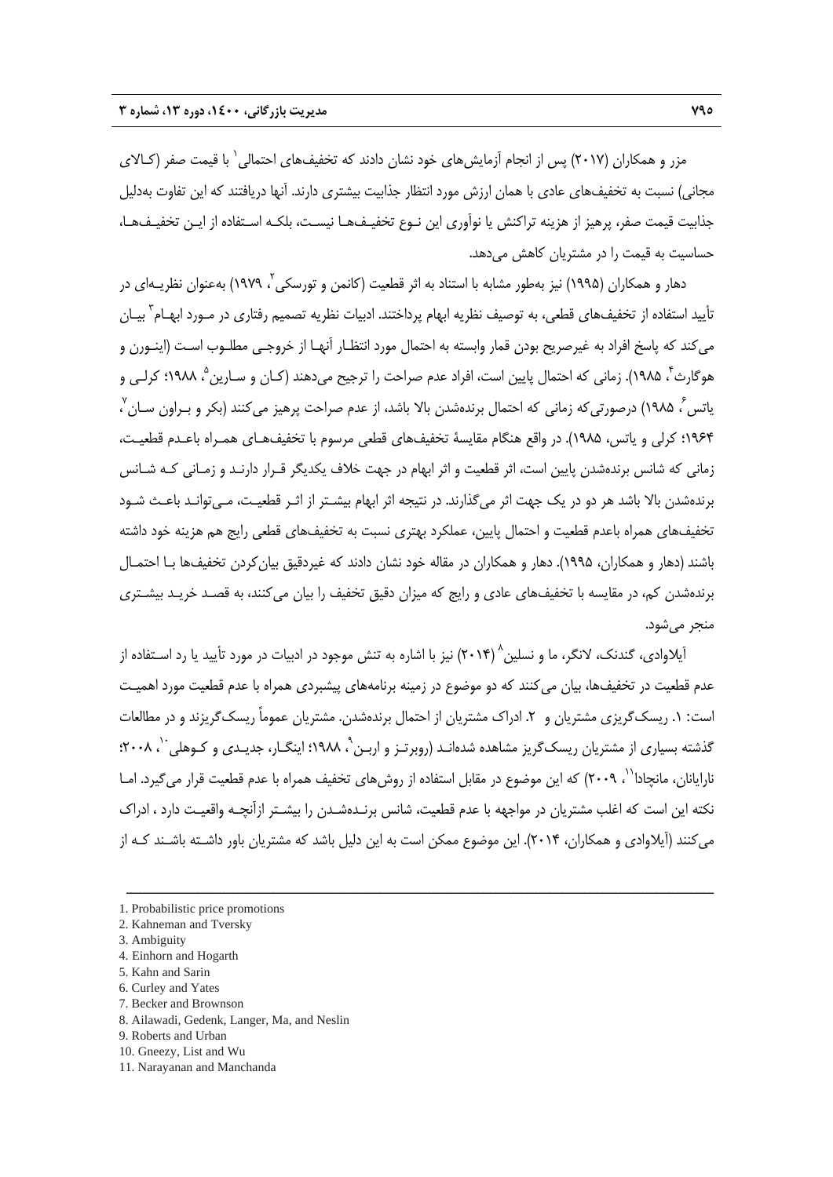مزر و همکاران (۲۰۱۷) پس از انجام آزمایش‌های خود نشان دادند که تخفیف‌های احتمالی[1] با قیمت صفر (کالای مجانی) نسبت به تخفیف‌های عادی با همان ارزش مورد انتظار جذابیت بیشتری دارند. آنها دریافتند که این تفاوت به‌دلیل جذابیت قیمت صفر، پرهیز از هزینه تراکنش یا نوآوری این نوع تخفیف‌ها نیست، بلکه استفاده از این تخفیف‌ها، حساسیت به قیمت را در مشتریان کاهش می‌دهد.

دهار و همکاران (۱۹۹۵) نیز به‌طور مشابه با استناد به اثر قطعیت (کانمن و تورسکی[2]، ۱۹۷۹) به‌عنوان نظریه‌ای در تأیید استفاده از تخفیف‌های قطعی، به توصیف نظریه ابهام پرداختند. ادبیات نظریه تصمیم رفتاری در مورد ابهام[3] بیان می‌کند که پاسخ افراد به غیرصریح بودن قمار وابسته به احتمال مورد انتظار آنها از خروجی مطلوب است (اینورن و هوگارث[4]، ۱۹۸۵). زمانی که احتمال پایین است، افراد عدم صراحت را ترجیح می‌دهند (کان و سارین[5]، ۱۹۸۸؛ کرلی و یاتس[6]، ۱۹۸۵) درصورتی‌که زمانی که احتمال برنده‌شدن بالا باشد، از عدم صراحت پرهیز می‌کنند (بکر و براون سان[7]، ۱۹۶۴؛ کرلی و یاتس، ۱۹۸۵). در واقع هنگام مقایسهٔ تخفیف‌های قطعی مرسوم با تخفیف‌های همراه باعدم قطعیت، زمانی که شانس برنده‌شدن پایین است، اثر قطعیت و اثر ابهام در جهت خلاف یکدیگر قرار دارند و زمانی که شانس برنده‌شدن بالا باشد هر دو در یک جهت اثر می‌گذارند. در نتیجه اثر ابهام بیشتر از اثر قطعیت، می‌تواند باعث شود تخفیف‌های همراه باعدم قطعیت و احتمال پایین، عملکرد بهتری نسبت به تخفیف‌های قطعی رایج هم هزینه خود داشته باشند (دهار و همکاران، ۱۹۹۵). دهار و همکاران در مقاله خود نشان دادند که غیردقیق بیان‌کردن تخفیف‌ها با احتمال برنده‌شدن کم، در مقایسه با تخفیف‌های عادی و رایج که میزان دقیق تخفیف را بیان می‌کنند، به قصد خرید بیشتری منجر می‌شود.

آیلاوادی، گدنک، لانگر، ما و نسلین[8] (۲۰۱۴) نیز با اشاره به تنش موجود در ادبیات در مورد تأیید یا رد استفاده از عدم قطعیت در تخفیف‌ها، بیان می‌کنند که دو موضوع در زمینه برنامه‌های پیشبردی همراه با عدم قطعیت مورد اهمیت است: ۱. ریسک‌گریزی مشتریان و ۲. ادراک مشتریان از احتمال برنده‌شدن. مشتریان عموماً ریسک‌گریزند و در مطالعات گذشته بسیاری از مشتریان ریسک‌گریز مشاهده شده‌اند (روبرتز و اربن[9]، ۱۹۸۸؛ اینگار، جدیدی و کوهلی[10]، ۲۰۰۸؛ نارایانان، مانچادا[11]، ۲۰۰۹) که این موضوع در مقابل استفاده از روش‌های تخفیف همراه با عدم قطعیت قرار می‌گیرد. اما نکته این است که اغلب مشتریان در مواجهه با عدم قطعیت، شانس برنده‌شدن را بیشتر ازآنچه واقعیت دارد ، ادراک می‌کنند (آیلاوادی و همکاران، ۲۰۱۴). این موضوع ممکن است به این دلیل باشد که مشتریان باور داشته باشند که از

---

1. Probabilistic price promotions
2. Kahneman and Tversky
3. Ambiguity
4. Einhorn and Hogarth
5. Kahn and Sarin
6. Curley and Yates
7. Becker and Brownson
8. Ailawadi, Gedenk, Langer, Ma, and Neslin
9. Roberts and Urban
10. Gneezy, List and Wu
11. Narayanan and Manchanda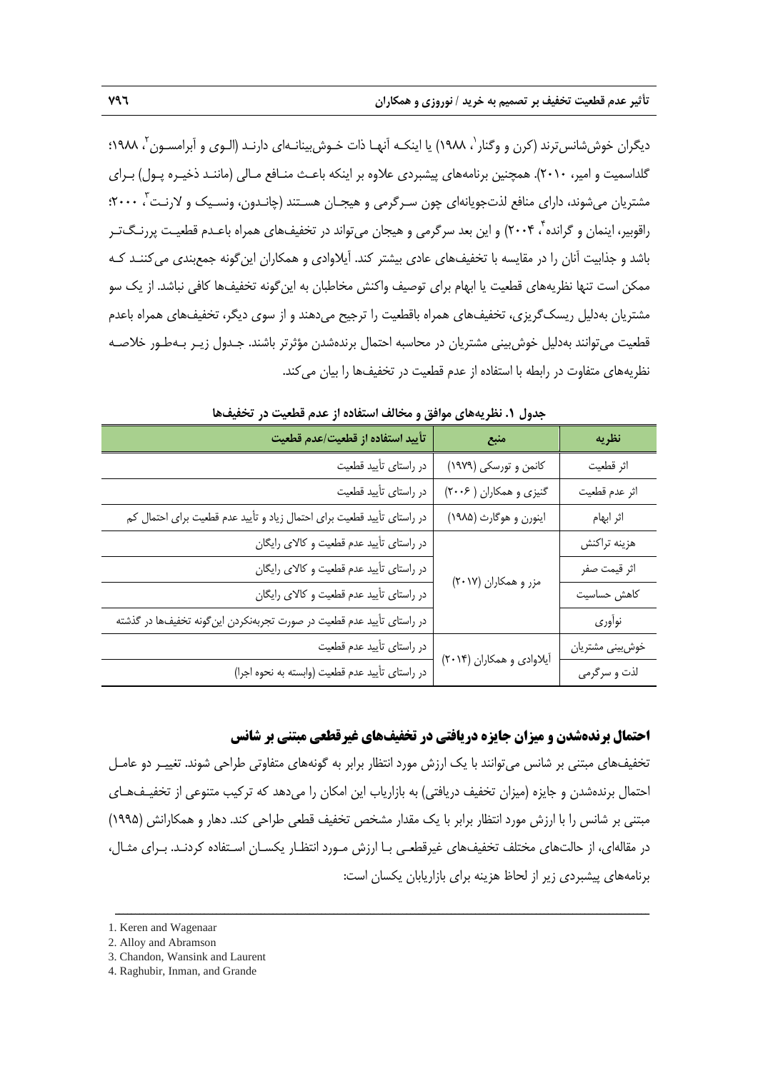دیگران خوش‌شانس‌ترند (کرن و وگنار[1]، ۱۹۸۸) یا اینکه آنها ذات خوش‌بینانه‌ای دارند (الوی و آبرامسون[2]، ۱۹۸۸؛ گلداسمیت و امیر، ۲۰۱۰). همچنین برنامه‌های پیشبردی علاوه بر اینکه باعث منافع مالی (مانند ذخیره پول) برای مشتریان می‌شوند، دارای منافع لذت‌جویانه‌ای چون سرگرمی و هیجان هستند (چاندون، ونسیک و لارنت[3]، ۲۰۰۰؛ راقوبیر، اینمان و گرانده[4]، ۲۰۰۴) و این بعد سرگرمی و هیجان می‌تواند در تخفیف‌های همراه باعدم قطعیت پررنگ‌تر باشد و جذابیت آنان را در مقایسه با تخفیف‌های عادی بیشتر کند. آیلاوادی و همکاران این‌گونه جمع‌بندی می‌کنند که ممکن است تنها نظریه‌های قطعیت یا ابهام برای توصیف واکنش مخاطبان به این‌گونه تخفیف‌ها کافی نباشد. از یک سو مشتریان به‌دلیل ریسک‌گریزی، تخفیف‌های همراه باقطعیت را ترجیح می‌دهند و از سوی دیگر، تخفیف‌های همراه باعدم قطعیت می‌توانند به‌دلیل خوش‌بینی مشتریان در محاسبه احتمال برنده‌شدن مؤثرتر باشند. جدول زیر به‌طور خلاصه نظریه‌های متفاوت در رابطه با استفاده از عدم قطعیت در تخفیف‌ها را بیان می‌کند.

**جدول ۱. نظریه‌های موافق و مخالف استفاده از عدم قطعیت در تخفیف‌ها**

| نظریه | منبع | تأیید استفاده از قطعیت/عدم قطعیت |
| --- | --- | --- |
| اثر قطعیت | کانمن و تورسکی (۱۹۷۹) | در راستای تأیید قطعیت |
| اثر عدم قطعیت | گنیزی و همکاران ( ۲۰۰۶) | در راستای تأیید قطعیت |
| اثر ابهام | اینورن و هوگارث (۱۹۸۵) | در راستای تأیید قطعیت برای احتمال زیاد و تأیید عدم قطعیت برای احتمال کم |
| هزینه تراکنش | مزر و همکاران (۲۰۱۷) | در راستای تأیید عدم قطعیت و کالای رایگان |
| اثر قیمت صفر | | در راستای تأیید عدم قطعیت و کالای رایگان |
| کاهش حساسیت | | در راستای تأیید عدم قطعیت و کالای رایگان |
| نوآوری | | در راستای تأیید عدم قطعیت در صورت تجربه‌نکردن این‌گونه تخفیف‌ها در گذشته |
| خوش‌بینی مشتریان | آیلاوادی و همکاران (۲۰۱۴) | در راستای تأیید عدم قطعیت |
| لذت و سرگرمی | | در راستای تأیید عدم قطعیت (وابسته به نحوه اجرا) |

## احتمال برنده‌شدن و میزان جایزه دریافتی در تخفیف‌های غیرقطعی مبتنی بر شانس

تخفیف‌های مبتنی بر شانس می‌توانند با یک ارزش مورد انتظار برابر به گونه‌های متفاوتی طراحی شوند. تغییر دو عامل احتمال برنده‌شدن و جایزه (میزان تخفیف دریافتی) به بازاریاب این امکان را می‌دهد که ترکیب متنوعی از تخفیف‌های مبتنی بر شانس را با ارزش مورد انتظار برابر با یک مقدار مشخص تخفیف قطعی طراحی کند. دهار و همکارانش (۱۹۹۵) در مقاله‌ای، از حالت‌های مختلف تخفیف‌های غیرقطعی با ارزش مورد انتظار یکسان استفاده کردند. برای مثال، برنامه‌های پیشبردی زیر از لحاظ هزینه برای بازاریابان یکسان است:

---

1. Keren and Wagenaar
2. Alloy and Abramson
3. Chandon, Wansink and Laurent
4. Raghubir, Inman, and Grande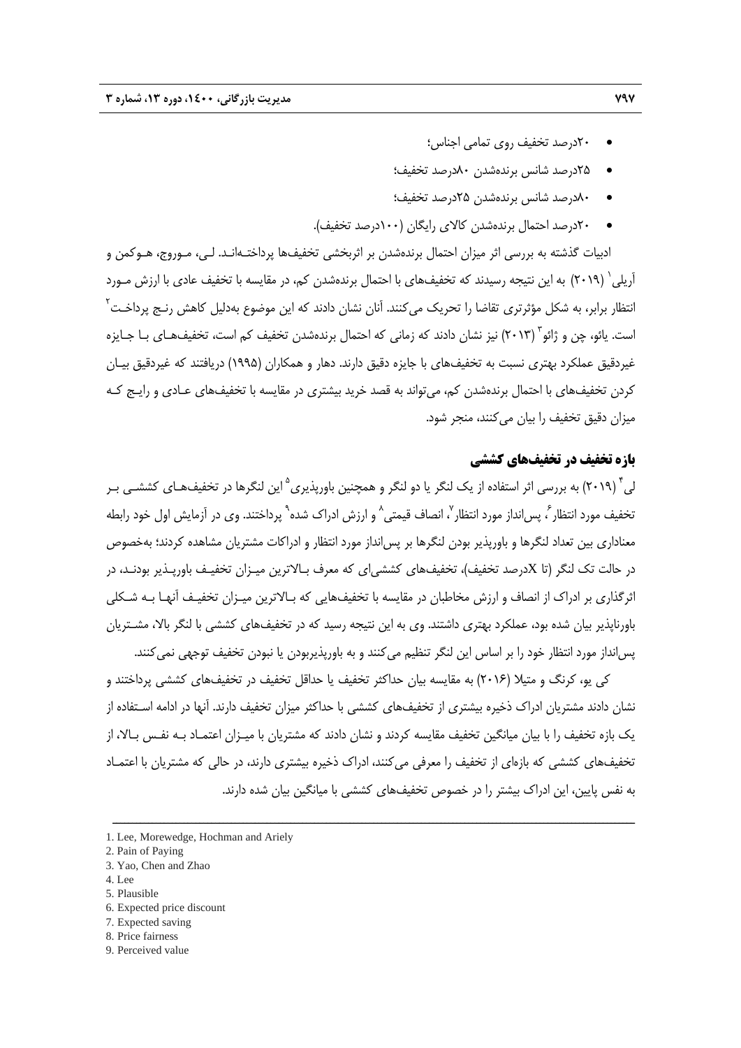- ۲۰درصد تخفیف روی تمامی اجناس؛
- ۲۵درصد شانس برنده‌شدن ۸۰درصد تخفیف؛
- ۸۰درصد شانس برنده‌شدن ۲۵درصد تخفیف؛
- ۲۰درصد احتمال برنده‌شدن کالای رایگان (۱۰۰درصد تخفیف).

ادبیات گذشته به بررسی اثر میزان احتمال برنده‌شدن بر اثربخشی تخفیف‌ها پرداخته‌اند. لی، موروج، هوکمن و آریلی[1] (۲۰۱۹) به این نتیجه رسیدند که تخفیف‌های با احتمال برنده‌شدن کم، در مقایسه با تخفیف عادی با ارزش مورد انتظار برابر، به شکل مؤثرتری تقاضا را تحریک می‌کنند. آنان نشان دادند که این موضوع به‌دلیل کاهش رنج پرداخت[2] است. یائو، چن و ژائو[3] (۲۰۱۳) نیز نشان دادند که زمانی که احتمال برنده‌شدن تخفیف کم است، تخفیف‌های با جایزه غیردقیق عملکرد بهتری نسبت به تخفیف‌های با جایزه دقیق دارند. دهار و همکاران (۱۹۹۵) دریافتند که غیردقیق بیان کردن تخفیف‌های با احتمال برنده‌شدن کم، می‌تواند به قصد خرید بیشتری در مقایسه با تخفیف‌های عادی و رایج که میزان دقیق تخفیف را بیان می‌کنند، منجر شود.

### بازه تخفیف در تخفیف‌های کششی

لی[4] (۲۰۱۹) به بررسی اثر استفاده از یک لنگر یا دو لنگر و همچنین باورپذیری[5] این لنگرها در تخفیف‌های کششی بر تخفیف مورد انتظار[6]، پس‌انداز مورد انتظار[7]، انصاف قیمتی[8] و ارزش ادراک شده[9] پرداختند. وی در آزمایش اول خود رابطه معناداری بین تعداد لنگرها و باورپذیر بودن لنگرها بر پس‌انداز مورد انتظار و ادراکات مشتریان مشاهده کردند؛ به‌خصوص در حالت تک لنگر (تا Xدرصد تخفیف)، تخفیف‌های کششی‌ای که معرف بالاترین میزان تخفیف باورپذیر بودند، در اثرگذاری بر ادراک از انصاف و ارزش مخاطبان در مقایسه با تخفیف‌هایی که بالاترین میزان تخفیف آنها به شکلی باورناپذیر بیان شده بود، عملکرد بهتری داشتند. وی به این نتیجه رسید که در تخفیف‌های کششی با لنگر بالا، مشتریان پس‌انداز مورد انتظار خود را بر اساس این لنگر تنظیم می‌کنند و به باورپذیربودن یا نبودن تخفیف توجهی نمی‌کنند.

کی یو، کرنگ و متیلا (۲۰۱۶) به مقایسه بیان حداکثر تخفیف یا حداقل تخفیف در تخفیف‌های کششی پرداختند و نشان دادند مشتریان ادراک ذخیره بیشتری از تخفیف‌های کششی با حداکثر میزان تخفیف دارند. آنها در ادامه استفاده از یک بازه تخفیف را با بیان میانگین تخفیف مقایسه کردند و نشان دادند که مشتریان با میزان اعتماد به نفس بالا، از تخفیف‌های کششی که بازه‌ای از تخفیف را معرفی می‌کنند، ادراک ذخیره بیشتری دارند، در حالی که مشتریان با اعتماد به نفس پایین، این ادراک بیشتر را در خصوص تخفیف‌های کششی با میانگین بیان شده دارند.

---

1. Lee, Morewedge, Hochman and Ariely
2. Pain of Paying
3. Yao, Chen and Zhao
4. Lee
5. Plausible
6. Expected price discount
7. Expected saving
8. Price fairness
9. Perceived value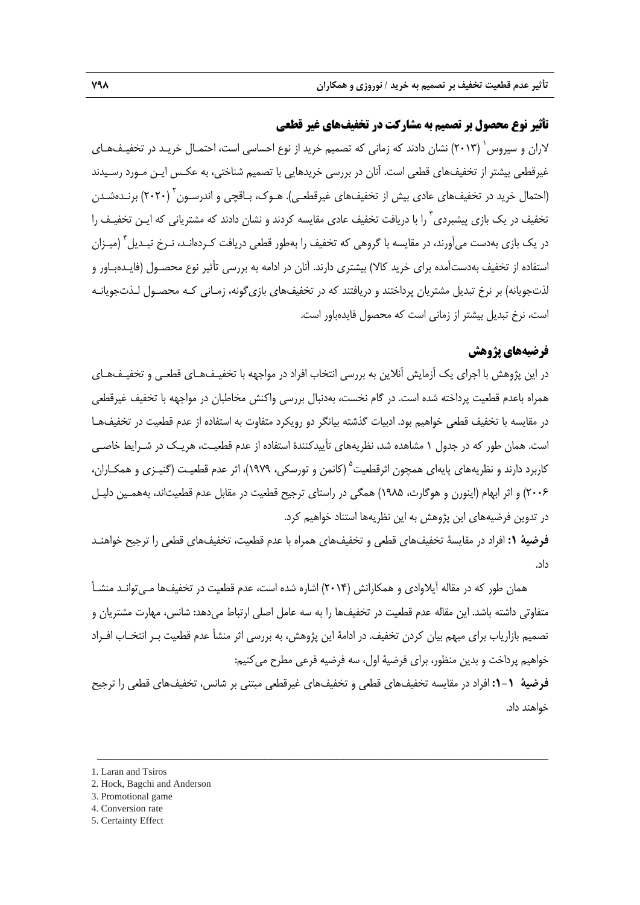### تأثیر نوع محصول بر تصمیم به مشارکت در تخفیف‌های غیر قطعی

لاران و سیروس[1] (۲۰۱۳) نشان دادند که زمانی که تصمیم خرید از نوع احساسی است، احتمال خرید در تخفیف‌های غیرقطعی بیشتر از تخفیف‌های قطعی است. آنان در بررسی خریدهایی با تصمیم شناختی، به عکس این مورد رسیدند (احتمال خرید در تخفیف‌های عادی بیش از تخفیف‌های غیرقطعی). هوک، باقچی و اندرسون[2] (۲۰۲۰) برنده‌شدن تخفیف در یک بازی پیشبردی[3] را با دریافت تخفیف عادی مقایسه کردند و نشان دادند که مشتریانی که این تخفیف را در یک بازی به‌دست می‌آورند، در مقایسه با گروهی که تخفیف را به‌طور قطعی دریافت کرده‌اند، نرخ تبدیل[4] (میزان استفاده از تخفیف به‌دست‌آمده برای خرید کالا) بیشتری دارند. آنان در ادامه به بررسی تأثیر نوع محصول (فایده‌باور و لذت‌جویانه) بر نرخ تبدیل مشتریان پرداختند و دریافتند که در تخفیف‌های بازی‌گونه، زمانی که محصول لذت‌جویانه است، نرخ تبدیل بیشتر از زمانی است که محصول فایده‌باور است.

### فرضیه‌های پژوهش

در این پژوهش با اجرای یک آزمایش آنلاین به بررسی انتخاب افراد در مواجهه با تخفیف‌های قطعی و تخفیف‌های همراه باعدم قطعیت پرداخته شده است. در گام نخست، به‌دنبال بررسی واکنش مخاطبان در مواجهه با تخفیف غیرقطعی در مقایسه با تخفیف قطعی خواهیم بود. ادبیات گذشته بیانگر دو رویکرد متفاوت به استفاده از عدم قطعیت در تخفیف‌ها است. همان طور که در جدول ۱ مشاهده شد، نظریه‌های تأییدکنندهٔ استفاده از عدم قطعیت، هریک در شرایط خاصی کاربرد دارند و نظریه‌های پایه‌ای همچون اثرقطعیت[5] (کانمن و تورسکی، ۱۹۷۹)، اثر عدم قطعیت (گنیزی و همکاران، ۲۰۰۶) و اثر ابهام (اینورن و هوگارث، ۱۹۸۵) همگی در راستای ترجیح قطعیت در مقابل عدم قطعیت‌اند، به‌همین دلیل در تدوین فرضیه‌های این پژوهش به این نظریه‌ها استناد خواهیم کرد.

**فرضیهٔ ۱:** افراد در مقایسهٔ تخفیف‌های قطعی و تخفیف‌های همراه با عدم قطعیت، تخفیف‌های قطعی را ترجیح خواهند داد.

همان طور که در مقاله آیلاوادی و همکارانش (۲۰۱۴) اشاره شده است، عدم قطعیت در تخفیف‌ها می‌تواند منشأ متفاوتی داشته باشد. این مقاله عدم قطعیت در تخفیف‌ها را به سه عامل اصلی ارتباط می‌دهد: شانس، مهارت مشتریان و تصمیم بازاریاب برای مبهم بیان کردن تخفیف. در ادامهٔ این پژوهش، به بررسی اثر منشأ عدم قطعیت بر انتخاب افراد خواهیم پرداخت و بدین منظور، برای فرضیهٔ اول، سه فرضیه فرعی مطرح می‌کنیم:

**فرضیهٔ ۱-۱:** افراد در مقایسه تخفیف‌های قطعی و تخفیف‌های غیرقطعی مبتنی بر شانس، تخفیف‌های قطعی را ترجیح خواهند داد.

---

1. Laran and Tsiros
2. Hock, Bagchi and Anderson
3. Promotional game
4. Conversion rate
5. Certainty Effect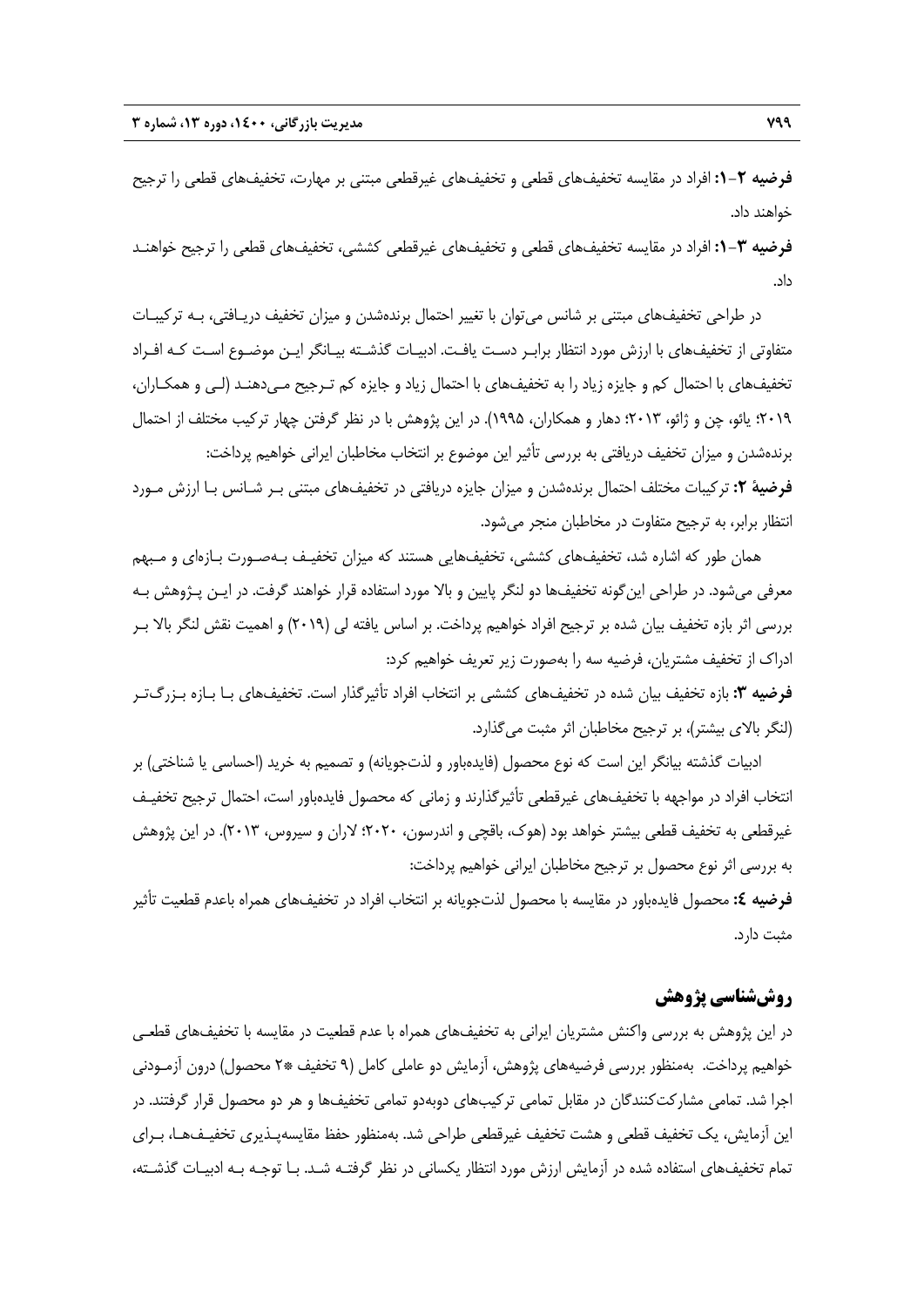**فرضیه ۲-۱:** افراد در مقایسه تخفیف‌های قطعی و تخفیف‌های غیرقطعی مبتنی بر مهارت، تخفیف‌های قطعی را ترجیح خواهند داد.

**فرضیه ۳-۱:** افراد در مقایسه تخفیف‌های قطعی و تخفیف‌های غیرقطعی کششی، تخفیف‌های قطعی را ترجیح خواهند داد.

در طراحی تخفیف‌های مبتنی بر شانس می‌توان با تغییر احتمال برنده‌شدن و میزان تخفیف دریافتی، به ترکیبات متفاوتی از تخفیف‌های با ارزش مورد انتظار برابر دست یافت. ادبیات گذشته بیانگر این موضوع است که افراد تخفیف‌های با احتمال کم و جایزه زیاد را به تخفیف‌های با احتمال زیاد و جایزه کم ترجیح می‌دهند (لی و همکاران، ۲۰۱۹؛ یائو، چن و ژائو، ۲۰۱۳؛ دهار و همکاران، ۱۹۹۵). در این پژوهش با در نظر گرفتن چهار ترکیب مختلف از احتمال برنده‌شدن و میزان تخفیف دریافتی به بررسی تأثیر این موضوع بر انتخاب مخاطبان ایرانی خواهیم پرداخت:

**فرضیهٔ ۲:** ترکیبات مختلف احتمال برنده‌شدن و میزان جایزه دریافتی در تخفیف‌های مبتنی بر شانس با ارزش مورد انتظار برابر، به ترجیح متفاوت در مخاطبان منجر می‌شود.

همان طور که اشاره شد، تخفیف‌های کششی، تخفیف‌هایی هستند که میزان تخفیف به‌صورت بازه‌ای و مبهم معرفی می‌شود. در طراحی این‌گونه تخفیف‌ها دو لنگر پایین و بالا مورد استفاده قرار خواهند گرفت. در این پژوهش به بررسی اثر بازه تخفیف بیان شده بر ترجیح افراد خواهیم پرداخت. بر اساس یافته لی (۲۰۱۹) و اهمیت نقش لنگر بالا بر ادراک از تخفیف مشتریان، فرضیه سه را به‌صورت زیر تعریف خواهیم کرد:

**فرضیه ۳:** بازه تخفیف بیان شده در تخفیف‌های کششی بر انتخاب افراد تأثیرگذار است. تخفیف‌های با بازه بزرگ‌تر (لنگر بالای بیشتر)، بر ترجیح مخاطبان اثر مثبت می‌گذارد.

ادبیات گذشته بیانگر این است که نوع محصول (فایده‌باور و لذت‌جویانه) و تصمیم به خرید (احساسی یا شناختی) بر انتخاب افراد در مواجهه با تخفیف‌های غیرقطعی تأثیرگذارند و زمانی که محصول فایده‌باور است، احتمال ترجیح تخفیف غیرقطعی به تخفیف قطعی بیشتر خواهد بود (هوک، باقچی و اندرسون، ۲۰۲۰؛ لاران و سیروس، ۲۰۱۳). در این پژوهش به بررسی اثر نوع محصول بر ترجیح مخاطبان ایرانی خواهیم پرداخت:

**فرضیه ٤:** محصول فایده‌باور در مقایسه با محصول لذت‌جویانه بر انتخاب افراد در تخفیف‌های همراه باعدم قطعیت تأثیر مثبت دارد.

## روش‌شناسی پژوهش

در این پژوهش به بررسی واکنش مشتریان ایرانی به تخفیف‌های همراه با عدم قطعیت در مقایسه با تخفیف‌های قطعی خواهیم پرداخت. به‌منظور بررسی فرضیه‌های پژوهش، آزمایش دو عاملی کامل (۹ تخفیف *۲ محصول) درون آزمودنی اجرا شد. تمامی مشارکت‌کنندگان در مقابل تمامی ترکیب‌های دوبه‌دو تمامی تخفیف‌ها و هر دو محصول قرار گرفتند. در این آزمایش، یک تخفیف قطعی و هشت تخفیف غیرقطعی طراحی شد. به‌منظور حفظ مقایسه‌پذیری تخفیف‌ها، برای تمام تخفیف‌های استفاده شده در آزمایش ارزش مورد انتظار یکسانی در نظر گرفته شد. با توجه به ادبیات گذشته،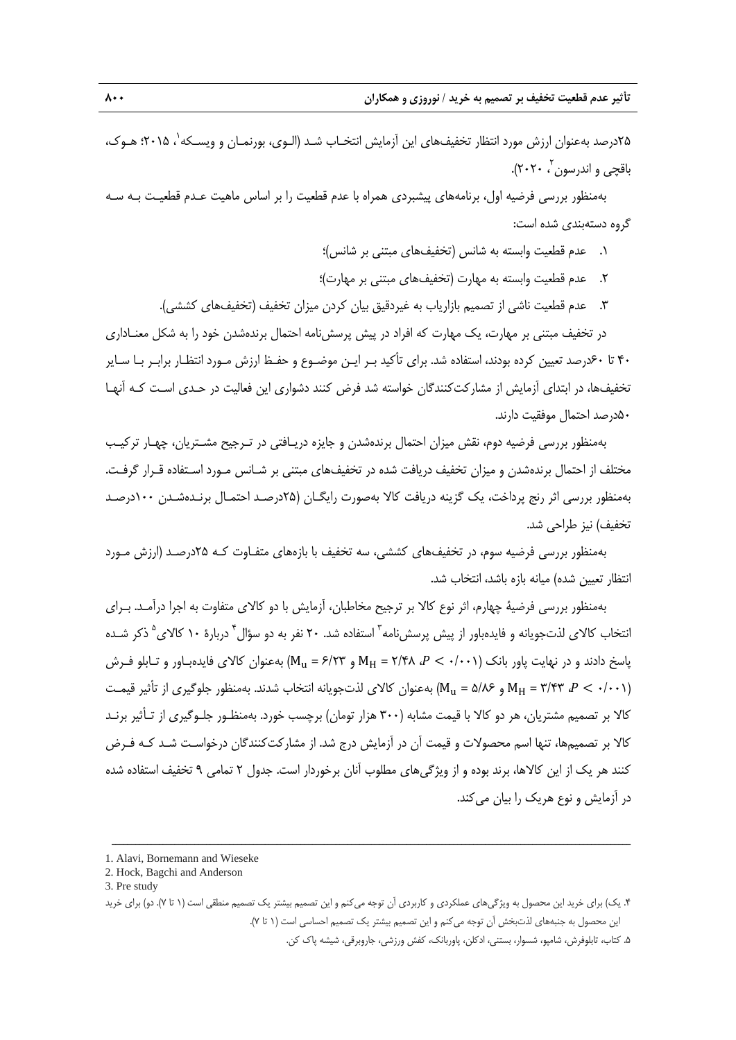۲۵درصد به‌عنوان ارزش مورد انتظار تخفیف‌های این آزمایش انتخاب شد (الوی، بورنمان و ویسکه[1]، ۲۰۱۵؛ هوک، باقچی و اندرسون[2]، ۲۰۲۰).

به‌منظور بررسی فرضیه اول، برنامه‌های پیشبردی همراه با عدم قطعیت را بر اساس ماهیت عدم قطعیت به سه گروه دسته‌بندی شده است:

۱. عدم قطعیت وابسته به شانس (تخفیف‌های مبتنی بر شانس)؛

۲. عدم قطعیت وابسته به مهارت (تخفیف‌های مبتنی بر مهارت)؛

۳. عدم قطعیت ناشی از تصمیم بازاریاب به غیردقیق بیان کردن میزان تخفیف (تخفیف‌های کششی).

در تخفیف مبتنی بر مهارت، یک مهارت که افراد در پیش پرسش‌نامه احتمال برنده‌شدن خود را به شکل معناداری ۴۰ تا ۶۰درصد تعیین کرده بودند، استفاده شد. برای تأکید بر این موضوع و حفظ ارزش مورد انتظار برابر با سایر تخفیف‌ها، در ابتدای آزمایش از مشارکت‌کنندگان خواسته شد فرض کنند دشواری این فعالیت در حدی است که آنها ۵۰درصد احتمال موفقیت دارند.

به‌منظور بررسی فرضیه دوم، نقش میزان احتمال برنده‌شدن و جایزه دریافتی در ترجیح مشتریان، چهار ترکیب مختلف از احتمال برنده‌شدن و میزان تخفیف دریافت شده در تخفیف‌های مبتنی بر شانس مورد استفاده قرار گرفت. به‌منظور بررسی اثر رنج پرداخت، یک گزینه دریافت کالا به‌صورت رایگان (۲۵درصد احتمال برنده‌شدن ۱۰۰درصد تخفیف) نیز طراحی شد.

به‌منظور بررسی فرضیه سوم، در تخفیف‌های کششی، سه تخفیف با بازه‌های متفاوت که ۲۵درصد (ارزش مورد انتظار تعیین شده) میانه بازه باشد، انتخاب شد.

به‌منظور بررسی فرضیهٔ چهارم، اثر نوع کالا بر ترجیح مخاطبان، آزمایش با دو کالای متفاوت به اجرا درآمد. برای انتخاب کالای لذت‌جویانه و فایده‌باور از پیش پرسش‌نامه[3] استفاده شد. ۲۰ نفر به دو سؤال[4] دربارهٔ ۱۰ کالای[5] ذکر شده پاسخ دادند و در نهایت پاور بانک ($P < ۰/۰۰۱$، $M_H = ۲/۴۸$ و $M_u = ۶/۲۳$) به‌عنوان کالای فایده‌باور و تابلو فرش ($P < ۰/۰۰۱$، $M_H = ۳/۴۳$ و $M_u = ۵/۸۶$) به‌عنوان کالای لذت‌جویانه انتخاب شدند. به‌منظور جلوگیری از تأثیر قیمت کالا بر تصمیم مشتریان، هر دو کالا با قیمت مشابه (۳۰۰ هزار تومان) برچسب خورد. به‌منظور جلوگیری از تأثیر برند کالا بر تصمیم‌ها، تنها اسم محصولات و قیمت آن در آزمایش درج شد. از مشارکت‌کنندگان درخواست شد که فرض کنند هر یک از این کالاها، برند بوده و از ویژگی‌های مطلوب آنان برخوردار است. جدول ۲ تمامی ۹ تخفیف استفاده شده در آزمایش و نوع هریک را بیان می‌کند.

---

1. Alavi, Bornemann and Wieseke
2. Hock, Bagchi and Anderson
3. Pre study
4. یک) برای خرید این محصول به ویژگی‌های عملکردی و کاربردی آن توجه می‌کنم و این تصمیم بیشتر یک تصمیم منطقی است (۱ تا ۷). دو) برای خرید این محصول به جنبه‌های لذت‌بخش آن توجه می‌کنم و این تصمیم بیشتر یک تصمیم احساسی است (۱ تا ۷).
5. کتاب، تابلوفرش، شامپو، شسوار، بستنی، ادکلن، پاوربانک، کفش ورزشی، جاروبرقی، شیشه پاک کن.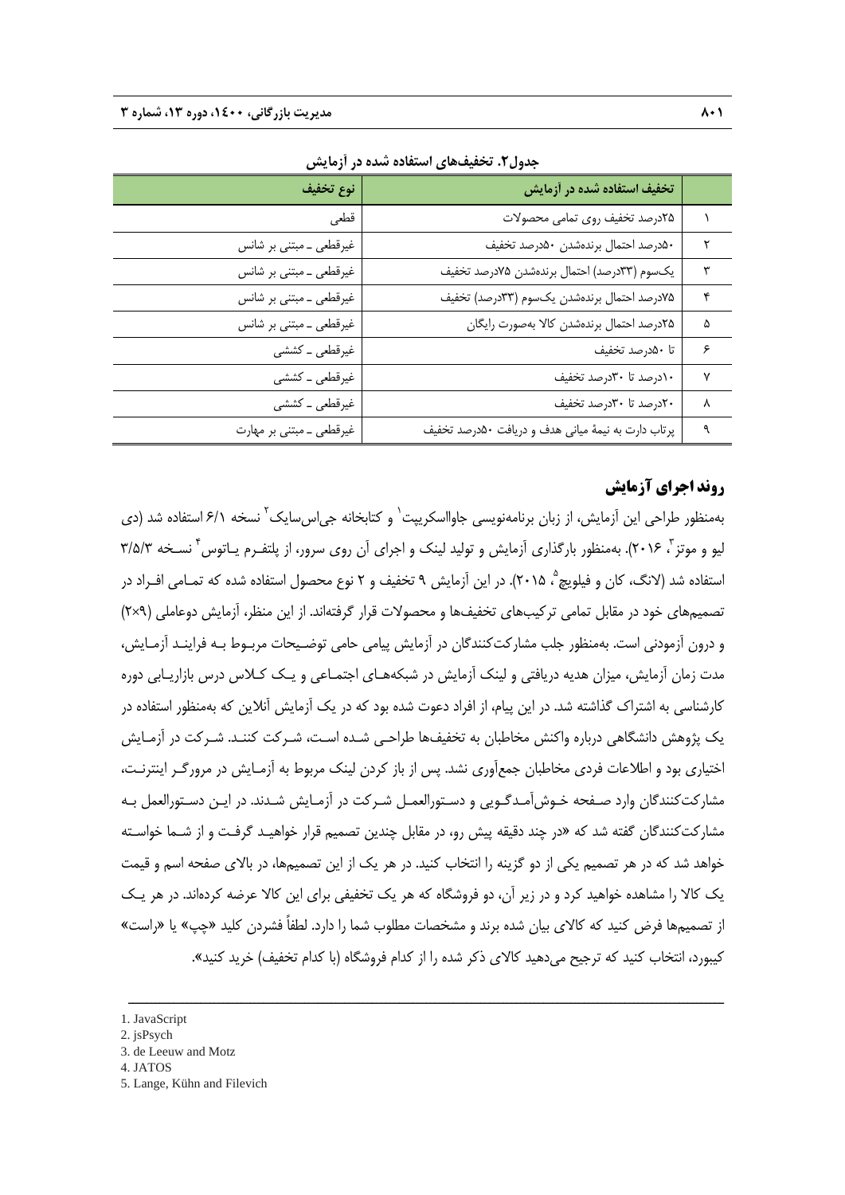**جدول۲. تخفیف‌های استفاده شده در آزمایش**

| | تخفیف استفاده شده در آزمایش | نوع تخفیف |
|---|---|---|
| ۱ | ۲۵درصد تخفیف روی تمامی محصولات | قطعی |
| ۲ | ۵۰درصد احتمال برنده‌شدن ۵۰درصد تخفیف | غیرقطعی ـ مبتنی بر شانس |
| ۳ | یک‌سوم (۳۳درصد) احتمال برنده‌شدن ۷۵درصد تخفیف | غیرقطعی ـ مبتنی بر شانس |
| ۴ | ۷۵درصد احتمال برنده‌شدن یک‌سوم (۳۳درصد) تخفیف | غیرقطعی ـ مبتنی بر شانس |
| ۵ | ۲۵درصد احتمال برنده‌شدن کالا به‌صورت رایگان | غیرقطعی ـ مبتنی بر شانس |
| ۶ | تا ۵۰درصد تخفیف | غیرقطعی ـ کششی |
| ۷ | ۱۰درصد تا ۳۰درصد تخفیف | غیرقطعی ـ کششی |
| ۸ | ۲۰درصد تا ۳۰درصد تخفیف | غیرقطعی ـ کششی |
| ۹ | پرتاب دارت به نیمهٔ میانی هدف و دریافت ۵۰درصد تخفیف | غیرقطعی ـ مبتنی بر مهارت |

## روند اجرای آزمایش

به‌منظور طراحی این آزمایش، از زبان برنامه‌نویسی جاوااسکریپت[1] و کتابخانه جی‌اس‌سایک[2] نسخه ۶/۱ استفاده شد (دی لیو و موتز[3]، ۲۰۱۶). به‌منظور بارگذاری آزمایش و تولید لینک و اجرای آن روی سرور، از پلتفرم یاتوس[4] نسخه ۳/۵/۳ استفاده شد (لانگ، کان و فیلویچ[5]، ۲۰۱۵). در این آزمایش ۹ تخفیف و ۲ نوع محصول استفاده شده که تمامی افراد در تصمیم‌های خود در مقابل تمامی ترکیب‌های تخفیف‌ها و محصولات قرار گرفته‌اند. از این منظر، آزمایش دوعاملی (۹×۲) و درون آزمودنی است. به‌منظور جلب مشارکت‌کنندگان در آزمایش پیامی حامی توضیحات مربوط به فرایند آزمایش، مدت زمان آزمایش، میزان هدیه دریافتی و لینک آزمایش در شبکه‌های اجتماعی و یک کلاس درس بازاریابی دوره کارشناسی به اشتراک گذاشته شد. در این پیام، از افراد دعوت شده بود که در یک آزمایش آنلاین که به‌منظور استفاده در یک پژوهش دانشگاهی درباره واکنش مخاطبان به تخفیف‌ها طراحی شده است، شرکت کنند. شرکت در آزمایش اختیاری بود و اطلاعات فردی مخاطبان جمع‌آوری نشد. پس از باز کردن لینک مربوط به آزمایش در مرورگر اینترنت، مشارکت‌کنندگان وارد صفحه خوش‌آمدگویی و دستورالعمل شرکت در آزمایش شدند. در این دستورالعمل به مشارکت‌کنندگان گفته شد که «در چند دقیقه پیش رو، در مقابل چندین تصمیم قرار خواهید گرفت و از شما خواسته خواهد شد که در هر تصمیم یکی از دو گزینه را انتخاب کنید. در هر یک از این تصمیم‌ها، در بالای صفحه اسم و قیمت یک کالا را مشاهده خواهید کرد و در زیر آن، دو فروشگاه که هر یک تخفیفی برای این کالا عرضه کرده‌اند. در هر یک از تصمیم‌ها فرض کنید که کالای بیان شده برند و مشخصات مطلوب شما را دارد. لطفاً فشردن کلید «چپ» یا «راست» کیبورد، انتخاب کنید که ترجیح می‌دهید کالای ذکر شده را از کدام فروشگاه (با کدام تخفیف) خرید کنید».

---

1. JavaScript
2. jsPsych
3. de Leeuw and Motz
4. JATOS
5. Lange, Kühn and Filevich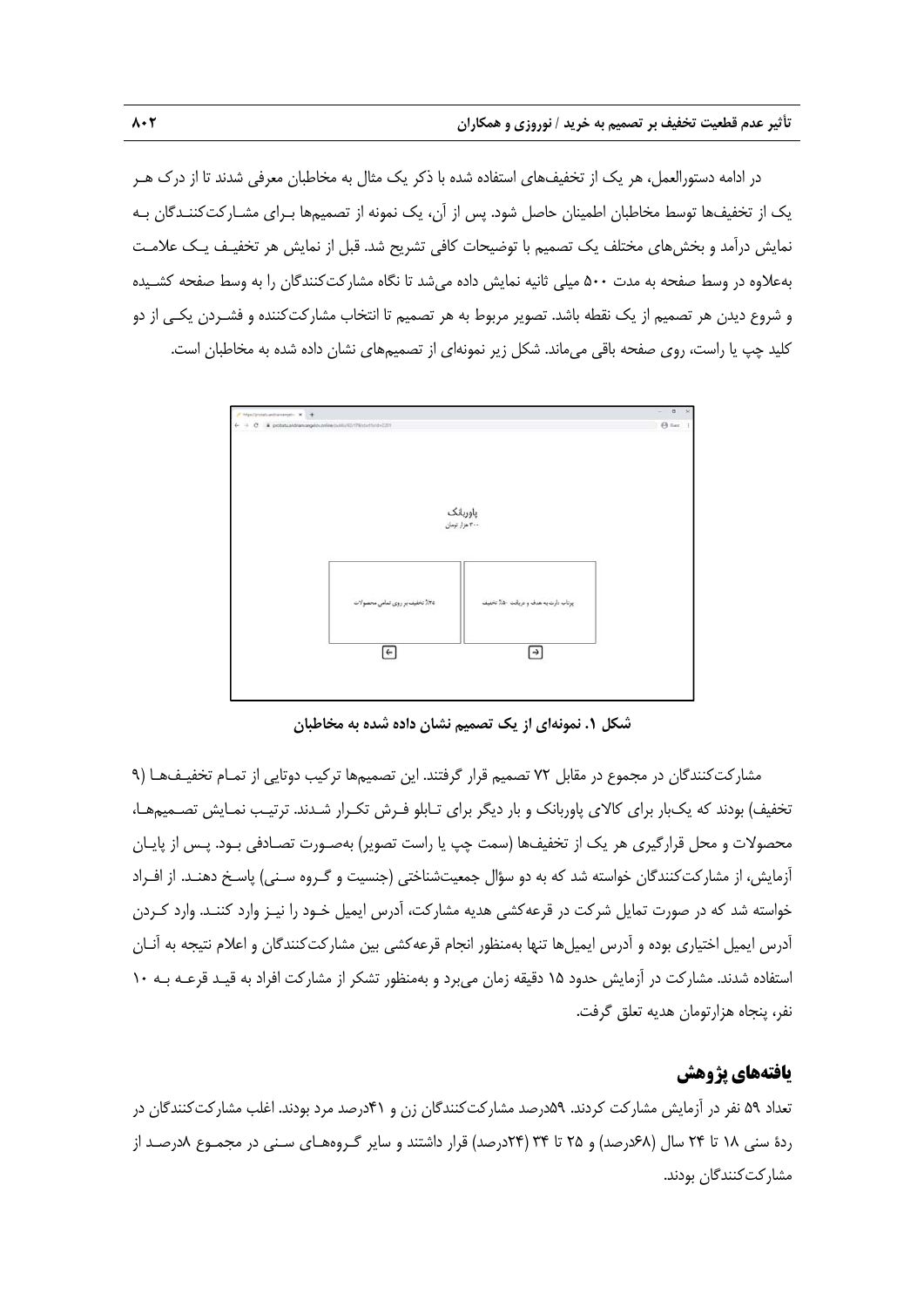در ادامه دستورالعمل، هر یک از تخفیف‌های استفاده شده با ذکر یک مثال به مخاطبان معرفی شدند تا از درک هر یک از تخفیف‌ها توسط مخاطبان اطمینان حاصل شود. پس از آن، یک نمونه از تصمیم‌ها برای مشارکت‌کنندگان به نمایش درآمد و بخش‌های مختلف یک تصمیم با توضیحات کافی تشریح شد. قبل از نمایش هر تخفیف یک علامت به‌علاوه در وسط صفحه به مدت ۵۰۰ میلی ثانیه نمایش داده می‌شد تا نگاه مشارکت‌کنندگان را به وسط صفحه کشیده و شروع دیدن هر تصمیم از یک نقطه باشد. تصویر مربوط به هر تصمیم تا انتخاب مشارکت‌کننده و فشردن یکی از دو کلید چپ یا راست، روی صفحه باقی می‌ماند. شکل زیر نمونه‌ای از تصمیم‌های نشان داده شده به مخاطبان است.

پاوربانک
۳۰۰ هزار تومان

۲۵٪ تخفیف بر روی تمامی محصولات

پرتاب دارت به هدف و دریافت ۵۰٪ تخفیف

**شکل ۱. نمونه‌ای از یک تصمیم نشان داده شده به مخاطبان**

مشارکت‌کنندگان در مجموع در مقابل ۷۲ تصمیم قرار گرفتند. این تصمیم‌ها ترکیب دوتایی از تمام تخفیف‌ها (۹ تخفیف) بودند که یک‌بار برای کالای پاوربانک و بار دیگر برای تابلو فرش تکرار شدند. ترتیب نمایش تصمیم‌ها، محصولات و محل قرارگیری هر یک از تخفیف‌ها (سمت چپ یا راست تصویر) به‌صورت تصادفی بود. پس از پایان آزمایش، از مشارکت‌کنندگان خواسته شد که به دو سؤال جمعیت‌شناختی (جنسیت و گروه سنی) پاسخ دهند. از افراد خواسته شد که در صورت تمایل شرکت در قرعه‌کشی هدیه مشارکت، آدرس ایمیل خود را نیز وارد کنند. وارد کردن آدرس ایمیل اختیاری بوده و آدرس ایمیل‌ها تنها به‌منظور انجام قرعه‌کشی بین مشارکت‌کنندگان و اعلام نتیجه به آنان استفاده شدند. مشارکت در آزمایش حدود ۱۵ دقیقه زمان می‌برد و به‌منظور تشکر از مشارکت افراد به قید قرعه به ۱۰ نفر، پنجاه هزارتومان هدیه تعلق گرفت.

## یافته‌های پژوهش

تعداد ۵۹ نفر در آزمایش مشارکت کردند. ۵۹درصد مشارکت‌کنندگان زن و ۴۱درصد مرد بودند. اغلب مشارکت‌کنندگان در ردهٔ سنی ۱۸ تا ۲۴ سال (۶۸درصد) و ۲۵ تا ۳۴ (۲۴درصد) قرار داشتند و سایر گروه‌های سنی در مجموع ۸درصد از مشارکت‌کنندگان بودند.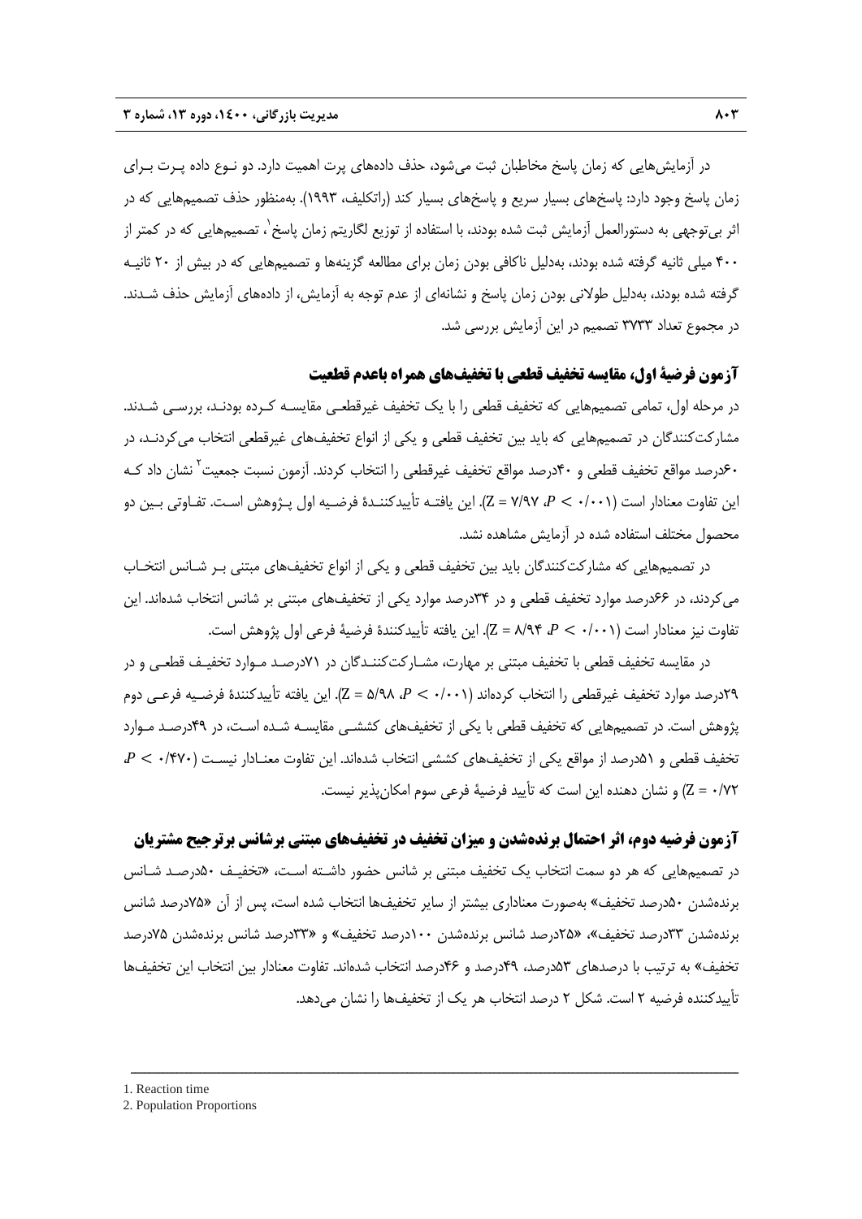در آزمایش‌هایی که زمان پاسخ مخاطبان ثبت می‌شود، حذف داده‌های پرت اهمیت دارد. دو نوع داده پرت برای زمان پاسخ وجود دارد: پاسخ‌های بسیار سریع و پاسخ‌های بسیار کند (راتکلیف، ۱۹۹۳). به‌منظور حذف تصمیم‌هایی که در اثر بی‌توجهی به دستورالعمل آزمایش ثبت شده بودند، با استفاده از توزیع لگاریتم زمان پاسخ[1]، تصمیم‌هایی که در کمتر از ۴۰۰ میلی ثانیه گرفته شده بودند، به‌دلیل ناکافی بودن زمان برای مطالعه گزینه‌ها و تصمیم‌هایی که در بیش از ۲۰ ثانیه گرفته شده بودند، به‌دلیل طولانی بودن زمان پاسخ و نشانه‌ای از عدم توجه به آزمایش، از داده‌های آزمایش حذف شدند. در مجموع تعداد ۳۷۳۳ تصمیم در این آزمایش بررسی شد.

## آزمون فرضیهٔ اول، مقایسه تخفیف قطعی با تخفیف‌های همراه باعدم قطعیت

در مرحله اول، تمامی تصمیم‌هایی که تخفیف قطعی را با یک تخفیف غیرقطعی مقایسه کرده بودند، بررسی شدند. مشارکت‌کنندگان در تصمیم‌هایی که باید بین تخفیف قطعی و یکی از انواع تخفیف‌های غیرقطعی انتخاب می‌کردند، در ۶۰درصد مواقع تخفیف قطعی و ۴۰درصد مواقع تخفیف غیرقطعی را انتخاب کردند. آزمون نسبت جمعیت[2] نشان داد که این تفاوت معنادار است ($P < ۰/۰۰۱$، $Z = ۷/۹۷$). این یافته تأییدکنندهٔ فرضیه اول پژوهش است. تفاوتی بین دو محصول مختلف استفاده شده در آزمایش مشاهده نشد.

در تصمیم‌هایی که مشارکت‌کنندگان باید بین تخفیف قطعی و یکی از انواع تخفیف‌های مبتنی بر شانس انتخاب می‌کردند، در ۶۶درصد موارد تخفیف قطعی و در ۳۴درصد موارد یکی از تخفیف‌های مبتنی بر شانس انتخاب شده‌اند. این تفاوت نیز معنادار است ($P < ۰/۰۰۱$، $Z = ۸/۹۴$). این یافته تأییدکنندهٔ فرضیهٔ فرعی اول پژوهش است.

در مقایسه تخفیف قطعی با تخفیف مبتنی بر مهارت، مشارکت‌کنندگان در ۷۱درصد موارد تخفیف قطعی و در ۲۹درصد موارد تخفیف غیرقطعی را انتخاب کرده‌اند ($P < ۰/۰۰۱$، $Z = ۵/۹۸$). این یافته تأییدکنندهٔ فرضیه فرعی دوم پژوهش است. در تصمیم‌هایی که تخفیف قطعی با یکی از تخفیف‌های کششی مقایسه شده است، در ۴۹درصد موارد تخفیف قطعی و ۵۱درصد از مواقع یکی از تخفیف‌های کششی انتخاب شده‌اند. این تفاوت معنادار نیست ($P < ۰/۴۷۰$، $Z = ۰/۷۲$) و نشان دهنده این است که تأیید فرضیهٔ فرعی سوم امکان‌پذیر نیست.

## آزمون فرضیه دوم، اثر احتمال برنده‌شدن و میزان تخفیف در تخفیف‌های مبتنی برشانس برترجیح مشتریان

در تصمیم‌هایی که هر دو سمت انتخاب یک تخفیف مبتنی بر شانس حضور داشته است، «تخفیف ۵۰درصد شانس برنده‌شدن ۵۰درصد تخفیف» به‌صورت معناداری بیشتر از سایر تخفیف‌ها انتخاب شده است، پس از آن «۷۵درصد شانس برنده‌شدن ۳۳درصد تخفیف»، «۲۵درصد شانس برنده‌شدن ۱۰۰درصد تخفیف» و «۳۳درصد شانس برنده‌شدن ۷۵درصد تخفیف» به ترتیب با درصدهای ۵۳درصد، ۴۹درصد و ۴۶درصد انتخاب شده‌اند. تفاوت معنادار بین انتخاب این تخفیف‌ها تأییدکننده فرضیه ۲ است. شکل ۲ درصد انتخاب هر یک از تخفیف‌ها را نشان می‌دهد.

---

1. Reaction time
2. Population Proportions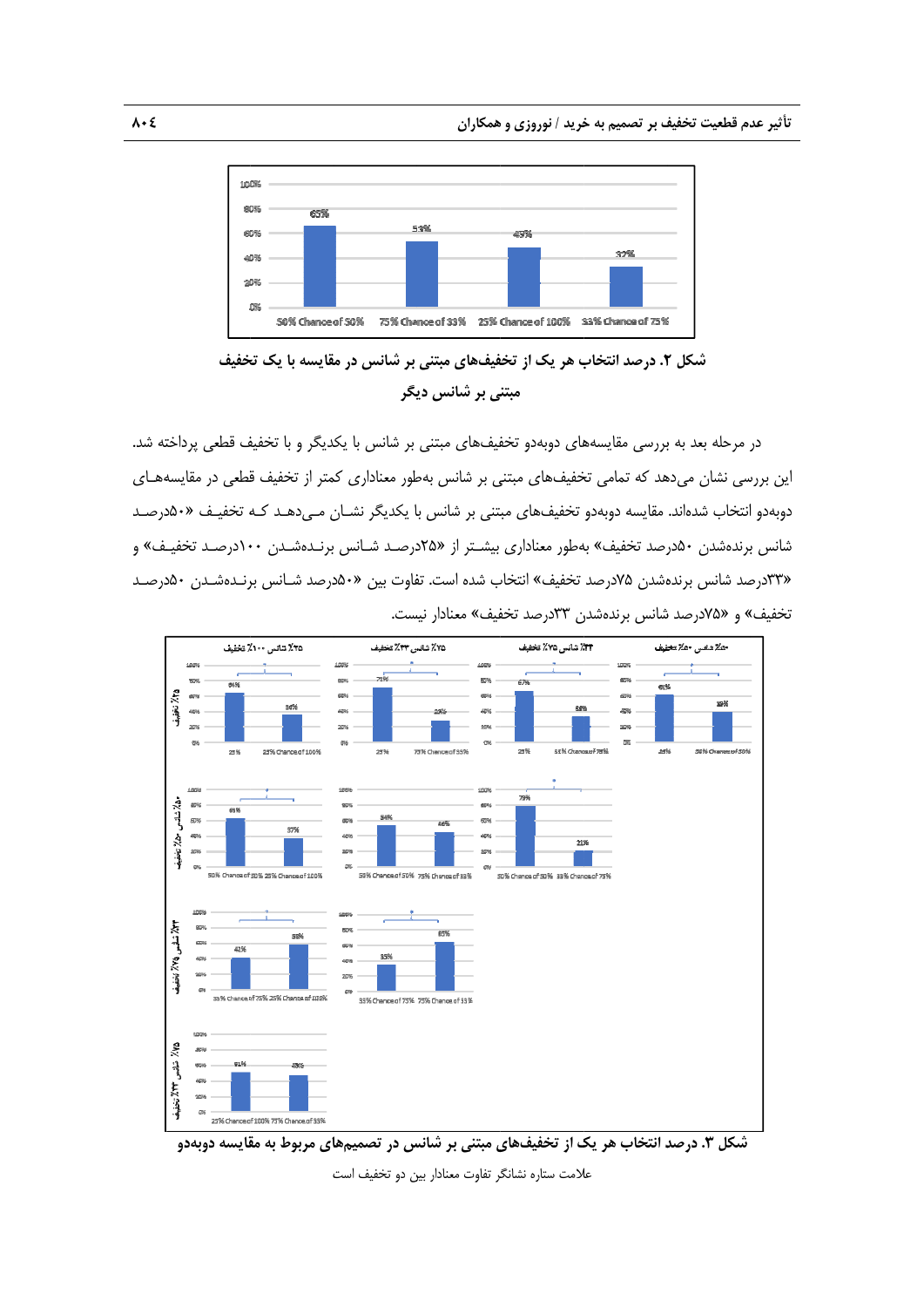100%
80%
60%
40%
20%
0%

65%
53%
49%
32%

50% Chance of 50%
75% Chance of 33%
25% Chance of 100%
33% Chance of 75%

**شکل ۲. درصد انتخاب هر یک از تخفیف‌های مبتنی بر شانس در مقایسه با یک تخفیف مبتنی بر شانس دیگر**

در مرحله بعد به بررسی مقایسه‌های دوبه‌دو تخفیف‌های مبتنی بر شانس با یکدیگر و با تخفیف قطعی پرداخته شد. این بررسی نشان می‌دهد که تمامی تخفیف‌های مبتنی بر شانس به‌طور معناداری کمتر از تخفیف قطعی در مقایسه‌های دوبه‌دو انتخاب شده‌اند. مقایسه دوبه‌دو تخفیف‌های مبتنی بر شانس با یکدیگر نشان می‌دهد که تخفیف «۵۰درصد شانس برنده‌شدن ۵۰درصد تخفیف» به‌طور معناداری بیشتر از «۲۵درصد شانس برنده‌شدن ۱۰۰درصد تخفیف» و «۳۳درصد شانس برنده‌شدن ۷۵درصد تخفیف» انتخاب شده است. تفاوت بین «۵۰درصد شانس برنده‌شدن ۵۰درصد تخفیف» و «۷۵درصد شانس برنده‌شدن ۳۳درصد تخفیف» معنادار نیست.

٪۲۵ شانس ٪۱۰۰ تخفیف
٪۷۵ شانس ٪۳۳ تخفیف
٪۳۳ شانس ٪۷۵ تخفیف
٪۵۰ شانس ٪۵۰ تخفیف

٪۲۵ تخفیف
64%
36%
25%
25% Chance of 100%
71%
29%
25%
75% Chance of 33%
67%
33%
25%
33% Chance of 75%
61%
39%
25%
50% Chance of 50%

٪۵۰ شانس ٪۵۰ تخفیف
63%
37%
50% Chance of 50%
25% Chance of 100%
54%
46%
50% Chance of 50%
75% Chance of 33%
79%
21%
50% Chance of 50%
33% Chance of 75%

٪۳۳ شانس ٪۷۵ تخفیف
42%
58%
33% Chance of 75%
25% Chance of 100%
35%
65%
33% Chance of 75%
75% Chance of 33%

٪۷۵ شانس ٪۳۳ تخفیف
51%
49%
25% Chance of 100%
75% Chance of 33%

**شکل ۳. درصد انتخاب هر یک از تخفیف‌های مبتنی بر شانس در تصمیم‌های مربوط به مقایسه دوبه‌دو**

علامت ستاره نشانگر تفاوت معنادار بین دو تخفیف است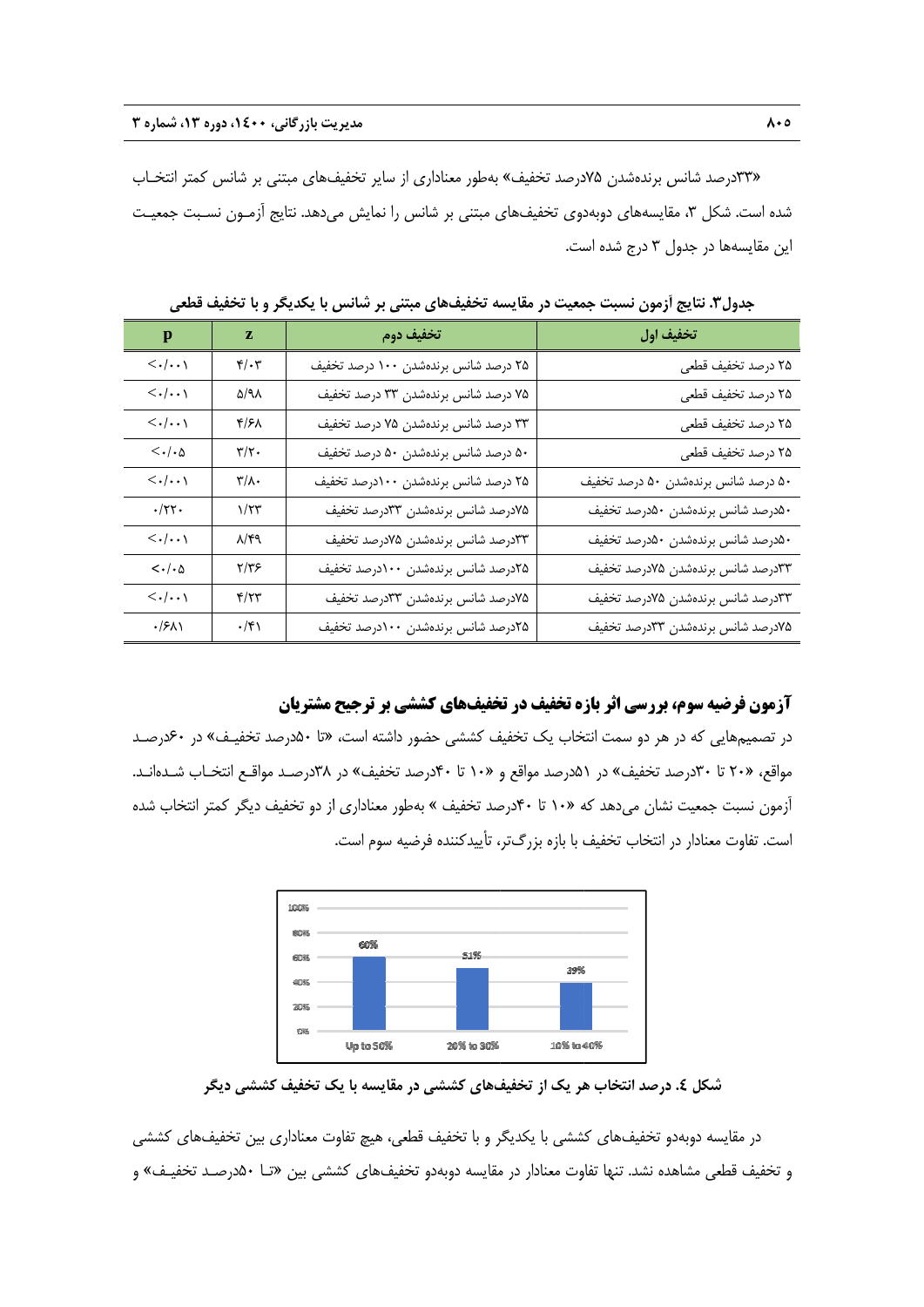«۳۳درصد شانس برنده‌شدن ۷۵درصد تخفیف» به‌طور معناداری از سایر تخفیف‌های مبتنی بر شانس کمتر انتخاب شده است. شکل ۳، مقایسه‌های دوبه‌دوی تخفیف‌های مبتنی بر شانس را نمایش می‌دهد. نتایج آزمون نسبت جمعیت این مقایسه‌ها در جدول ۳ درج شده است.

**جدول۳. نتایج آزمون نسبت جمعیت در مقایسه تخفیف‌های مبتنی بر شانس با یکدیگر و با تخفیف قطعی**

| p | z | تخفیف دوم | تخفیف اول |
|---|---|---|---|
| <۰/۰۰۱ | ۴/۰۳ | ۲۵ درصد شانس برنده‌شدن ۱۰۰ درصد تخفیف | ۲۵ درصد تخفیف قطعی |
| <۰/۰۰۱ | ۵/۹۸ | ۷۵ درصد شانس برنده‌شدن ۳۳ درصد تخفیف | ۲۵ درصد تخفیف قطعی |
| <۰/۰۰۱ | ۴/۶۸ | ۳۳ درصد شانس برنده‌شدن ۷۵ درصد تخفیف | ۲۵ درصد تخفیف قطعی |
| <۰/۰۵ | ۳/۲۰ | ۵۰ درصد شانس برنده‌شدن ۵۰ درصد تخفیف | ۲۵ درصد تخفیف قطعی |
| <۰/۰۰۱ | ۳/۸۰ | ۲۵ درصد شانس برنده‌شدن ۱۰۰درصد تخفیف | ۵۰ درصد شانس برنده‌شدن ۵۰ درصد تخفیف |
| ۰/۲۲۰ | ۱/۲۳ | ۷۵درصد شانس برنده‌شدن ۳۳درصد تخفیف | ۵۰درصد شانس برنده‌شدن ۵۰درصد تخفیف |
| <۰/۰۰۱ | ۸/۴۹ | ۳۳درصد شانس برنده‌شدن ۷۵درصد تخفیف | ۵۰درصد شانس برنده‌شدن ۵۰درصد تخفیف |
| <۰/۰۵ | ۲/۳۶ | ۲۵درصد شانس برنده‌شدن ۱۰۰درصد تخفیف | ۳۳درصد شانس برنده‌شدن ۷۵درصد تخفیف |
| <۰/۰۰۱ | ۴/۲۳ | ۷۵درصد شانس برنده‌شدن ۳۳درصد تخفیف | ۳۳درصد شانس برنده‌شدن ۷۵درصد تخفیف |
| ۰/۶۸۱ | ۰/۴۱ | ۲۵درصد شانس برنده‌شدن ۱۰۰درصد تخفیف | ۷۵درصد شانس برنده‌شدن ۳۳درصد تخفیف |

## آزمون فرضیه سوم، بررسی اثر بازه تخفیف در تخفیف‌های کششی بر ترجیح مشتریان

در تصمیم‌هایی که در هر دو سمت انتخاب یک تخفیف کششی حضور داشته است، «تا ۵۰درصد تخفیف» در ۶۰درصد مواقع، «۲۰ تا ۳۰درصد تخفیف» در ۵۱درصد مواقع و «۱۰ تا ۴۰درصد تخفیف» در ۳۸درصد مواقع انتخاب شده‌اند. آزمون نسبت جمعیت نشان می‌دهد که «۱۰ تا ۴۰درصد تخفیف » به‌طور معناداری از دو تخفیف دیگر کمتر انتخاب شده است. تفاوت معنادار در انتخاب تخفیف با بازه بزرگ‌تر، تأییدکننده فرضیه سوم است.

100%
80%
60%
40%
20%
0%
60%
51%
39%
Up to 50%
20% to 30%
10% to 40%

**شکل ٤. درصد انتخاب هر یک از تخفیف‌های کششی در مقایسه با یک تخفیف کششی دیگر**

در مقایسه دوبه‌دو تخفیف‌های کششی با یکدیگر و با تخفیف قطعی، هیچ تفاوت معناداری بین تخفیف‌های کششی و تخفیف قطعی مشاهده نشد. تنها تفاوت معنادار در مقایسه دوبه‌دو تخفیف‌های کششی بین «تا ۵۰درصد تخفیف» و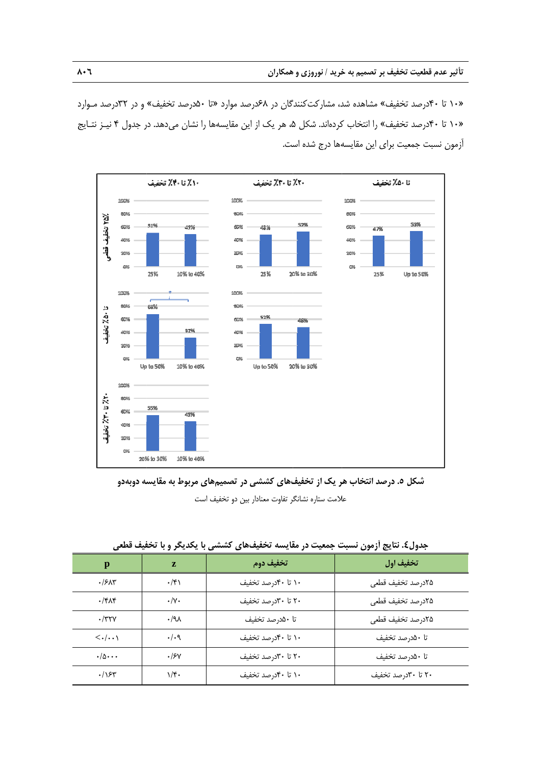«۱۰ تا ۴۰درصد تخفیف» مشاهده شد، مشارکت‌کنندگان در ۶۸درصد موارد «تا ۵۰درصد تخفیف» و در ۳۲درصد مـوارد «۱۰ تا ۴۰درصد تخفیف» را انتخاب کرده‌اند. شکل ۵، هر یک از این مقایسه‌ها را نشان می‌دهد. در جدول ۴ نیـز نتـایج آزمون نسبت جمعیت برای این مقایسه‌ها درج شده است.

٪۱۰ تا ٪۴۰ تخفیف

٪۲۰ تا ٪۳۰ تخفیف

تا ٪۵۰ تخفیف

٪۲۵ تخفیف قطعی

100%
80%
60%
40%
20%
0%

51%
49%
25%
10% to 40%

48%
52%
25%
20% to 30%

47%
53%
25%
Up to 50%

تا ٪۵۰ تخفیف

*
68%
32%
Up to 50%
10% to 40%

52%
48%
Up to 50%
20% to 30%

٪۲۰ تا ٪۳۰ تخفیف

55%
45%
20% to 30%
10% to 40%

**شکل ۵. درصد انتخاب هر یک از تخفیف‌های کششی در تصمیم‌های مربوط به مقایسه دوبه‌دو**

علامت ستاره نشانگر تفاوت معنادار بین دو تخفیف است

**جدول٤. نتایج آزمون نسبت جمعیت در مقایسه تخفیف‌های کششی با یکدیگر و با تخفیف قطعی**

| تخفیف اول | تخفیف دوم | z | p |
|---|---|---|---|
| ۲۵درصد تخفیف قطعی | ۱۰ تا ۴۰درصد تخفیف | ۰/۴۱ | ۰/۶۸۳ |
| ۲۵درصد تخفیف قطعی | ۲۰ تا ۳۰درصد تخفیف | ۰/۷۰ | ۰/۴۸۴ |
| ۲۵درصد تخفیف قطعی | تا ۵۰درصد تخفیف | ۰/۹۸ | ۰/۳۲۷ |
| تا ۵۰درصد تخفیف | ۱۰ تا ۴۰درصد تخفیف | ۰/۰۹ | <۰/۰۰۱ |
| تا ۵۰درصد تخفیف | ۲۰ تا ۳۰درصد تخفیف | ۰/۶۷ | ۰/۵۰۰۰ |
| ۲۰ تا ۳۰درصد تخفیف | ۱۰ تا ۴۰درصد تخفیف | ۱/۴۰ | ۰/۱۶۳ |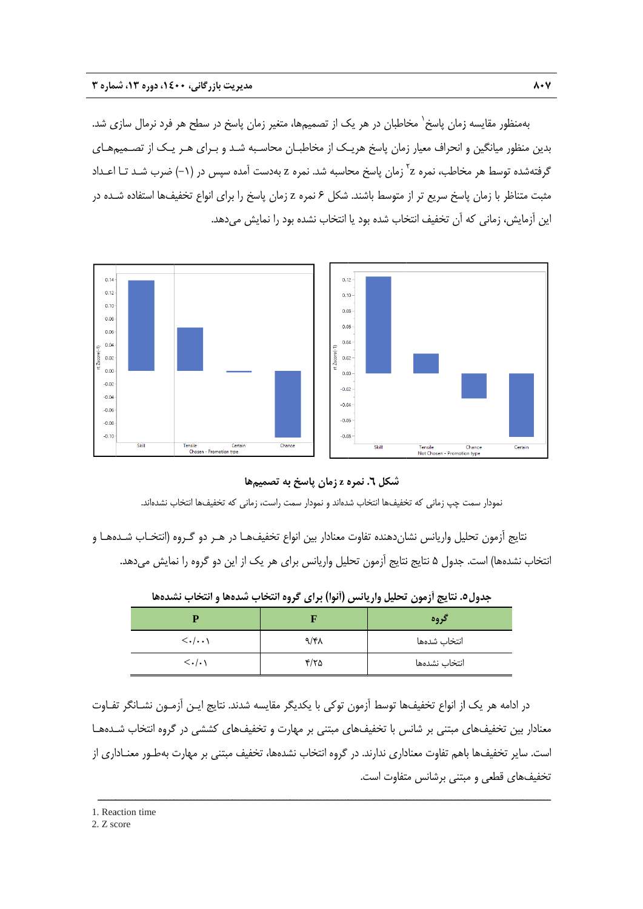به‌منظور مقایسه زمان پاسخ[1] مخاطبان در هر یک از تصمیم‌ها، متغیر زمان پاسخ در سطح هر فرد نرمال سازی شد. بدین منظور میانگین و انحراف معیار زمان پاسخ هریـک از مخاطبـان محاسـبه شـد و بـرای هـر یـک از تصـمیم‌هـای گرفته‌شده توسط هر مخاطب، نمره z[2] زمان پاسخ محاسبه شد. نمره z به‌دست آمده سپس در (۱-) ضرب شـد تـا اعـداد مثبت متناظر با زمان پاسخ سریع تر از متوسط باشند. شکل ۶ نمره z زمان پاسخ را برای انواع تخفیف‌ها استفاده شـده در این آزمایش، زمانی که آن تخفیف انتخاب شده بود یا انتخاب نشده بود را نمایش می‌دهد.

0.14
0.12
0.10
0.08
0.06
0.04
0.02
0.00
-0.02
-0.04
-0.06
-0.08
-0.10
rt Zscore(-1)
Skill
Tensile
Certain
Chance
Chosen - Promotion type

0.12
0.10
0.08
0.06
0.04
0.02
0.00
-0.02
-0.04
-0.06
-0.08
rt Zscore(-1)
Skill
Tensile
Chance
Certain
Not Chosen - Promotion type

**شکل ٦. نمره z زمان پاسخ به تصمیم‌ها**

نمودار سمت چپ زمانی که تخفیف‌ها انتخاب شده‌اند و نمودار سمت راست، زمانی که تخفیف‌ها انتخاب نشده‌اند.

نتایج آزمون تحلیل واریانس نشان‌دهنده تفاوت معنادار بین انواع تخفیف‌هـا در هـر دو گـروه (انتخـاب شـده‌هـا و انتخاب نشده‌ها) است. جدول ۵ نتایج آزمون تحلیل واریانس برای هر یک از این دو گروه را نمایش می‌دهد.

**جدول۵. نتایج آزمون تحلیل واریانس (آنوا) برای گروه انتخاب شده‌ها و انتخاب نشده‌ها**

| گروه | F | P |
| --- | --- | --- |
| انتخاب شده‌ها | ۹/۴۸ | <۰/۰۰۱ |
| انتخاب نشده‌ها | ۴/۲۵ | <۰/۰۱ |

در ادامه هر یک از انواع تخفیف‌ها توسط آزمون توکی با یکدیگر مقایسه شدند. نتایج ایـن آزمـون نشـانگر تفـاوت معنادار بین تخفیف‌های مبتنی بر شانس با تخفیف‌های مبتنی بر مهارت و تخفیف‌های کششی در گروه انتخاب شـده‌هـا است. سایر تخفیف‌ها باهم تفاوت معناداری ندارند. در گروه انتخاب نشده‌ها، تخفیف مبتنی بر مهارت به‌طـور معنـاداری از تخفیف‌های قطعی و مبتنی برشانس متفاوت است.

---

1. Reaction time
2. Z score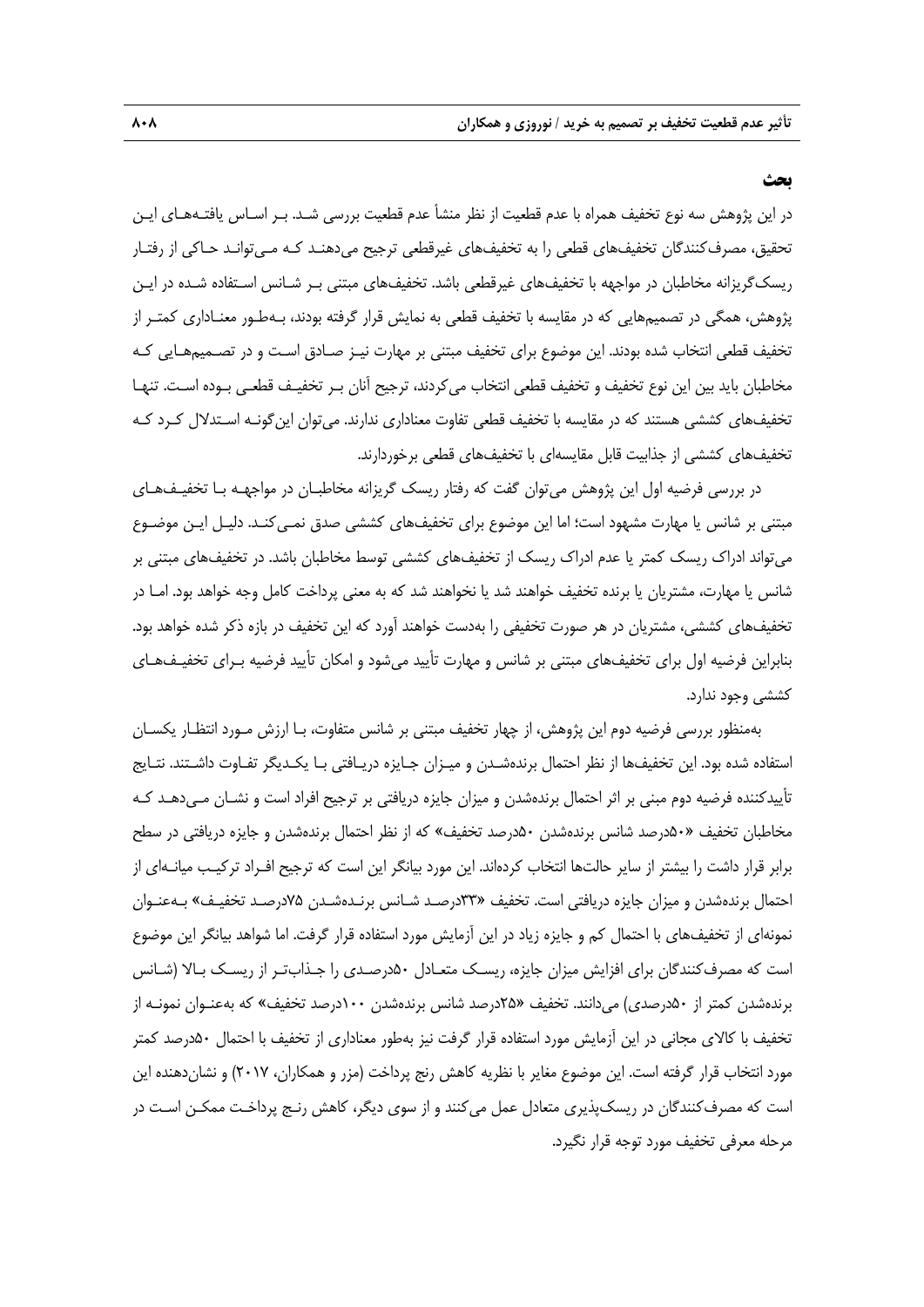## بحث

در این پژوهش سه نوع تخفیف همراه با عدم قطعیت از نظر منشأ عدم قطعیت بررسی شد. بر اساس یافته‌های این تحقیق، مصرف‌کنندگان تخفیف‌های قطعی را به تخفیف‌های غیرقطعی ترجیح می‌دهند که می‌تواند حاکی از رفتار ریسک‌گریزانه مخاطبان در مواجهه با تخفیف‌های غیرقطعی باشد. تخفیف‌های مبتنی بر شانس استفاده شده در این پژوهش، همگی در تصمیم‌هایی که در مقایسه با تخفیف قطعی به نمایش قرار گرفته بودند، به‌طور معناداری کمتر از تخفیف قطعی انتخاب شده بودند. این موضوع برای تخفیف مبتنی بر مهارت نیز صادق است و در تصمیم‌هایی که مخاطبان باید بین این نوع تخفیف و تخفیف قطعی انتخاب می‌کردند، ترجیح آنان بر تخفیف قطعی بوده است. تنها تخفیف‌های کششی هستند که در مقایسه با تخفیف قطعی تفاوت معناداری ندارند. می‌توان این‌گونه استدلال کرد که تخفیف‌های کششی از جذابیت قابل مقایسه‌ای با تخفیف‌های قطعی برخوردارند.

در بررسی فرضیه اول این پژوهش می‌توان گفت که رفتار ریسک گریزانه مخاطبان در مواجهه با تخفیف‌های مبتنی بر شانس یا مهارت مشهود است؛ اما این موضوع برای تخفیف‌های کششی صدق نمی‌کند. دلیل این موضوع می‌تواند ادراک ریسک کمتر یا عدم ادراک ریسک از تخفیف‌های کششی توسط مخاطبان باشد. در تخفیف‌های مبتنی بر شانس یا مهارت، مشتریان یا برنده تخفیف خواهند شد یا نخواهند شد که به معنی پرداخت کامل وجه خواهد بود. اما در تخفیف‌های کششی، مشتریان در هر صورت تخفیفی را به‌دست خواهند آورد که این تخفیف در بازه ذکر شده خواهد بود. بنابراین فرضیه اول برای تخفیف‌های مبتنی بر شانس و مهارت تأیید می‌شود و امکان تأیید فرضیه برای تخفیف‌های کششی وجود ندارد.

به‌منظور بررسی فرضیه دوم این پژوهش، از چهار تخفیف مبتنی بر شانس متفاوت، با ارزش مورد انتظار یکسان استفاده شده بود. این تخفیف‌ها از نظر احتمال برنده‌شدن و میزان جایزه دریافتی با یکدیگر تفاوت داشتند. نتایج تأییدکننده فرضیه دوم مبنی بر اثر احتمال برنده‌شدن و میزان جایزه دریافتی بر ترجیح افراد است و نشان می‌دهد که مخاطبان تخفیف «۵۰درصد شانس برنده‌شدن ۵۰درصد تخفیف» که از نظر احتمال برنده‌شدن و جایزه دریافتی در سطح برابر قرار داشت را بیشتر از سایر حالت‌ها انتخاب کرده‌اند. این مورد بیانگر این است که ترجیح افراد ترکیب میانه‌ای از احتمال برنده‌شدن و میزان جایزه دریافتی است. تخفیف «۳۳درصد شانس برنده‌شدن ۷۵درصد تخفیف» به‌عنوان نمونه‌ای از تخفیف‌های با احتمال کم و جایزه زیاد در این آزمایش مورد استفاده قرار گرفت. اما شواهد بیانگر این موضوع است که مصرف‌کنندگان برای افزایش میزان جایزه، ریسک متعادل ۵۰درصدی را جذاب‌تر از ریسک بالا (شانس برنده‌شدن کمتر از ۵۰درصدی) می‌دانند. تخفیف «۲۵درصد شانس برنده‌شدن ۱۰۰درصد تخفیف» که به‌عنوان نمونه از تخفیف با کالای مجانی در این آزمایش مورد استفاده قرار گرفت نیز به‌طور معناداری از تخفیف با احتمال ۵۰درصد کمتر مورد انتخاب قرار گرفته است. این موضوع مغایر با نظریه کاهش رنج پرداخت (مزر و همکاران، ۲۰۱۷) و نشان‌دهنده این است که مصرف‌کنندگان در ریسک‌پذیری متعادل عمل می‌کنند و از سوی دیگر، کاهش رنج پرداخت ممکن است در مرحله معرفی تخفیف مورد توجه قرار نگیرد.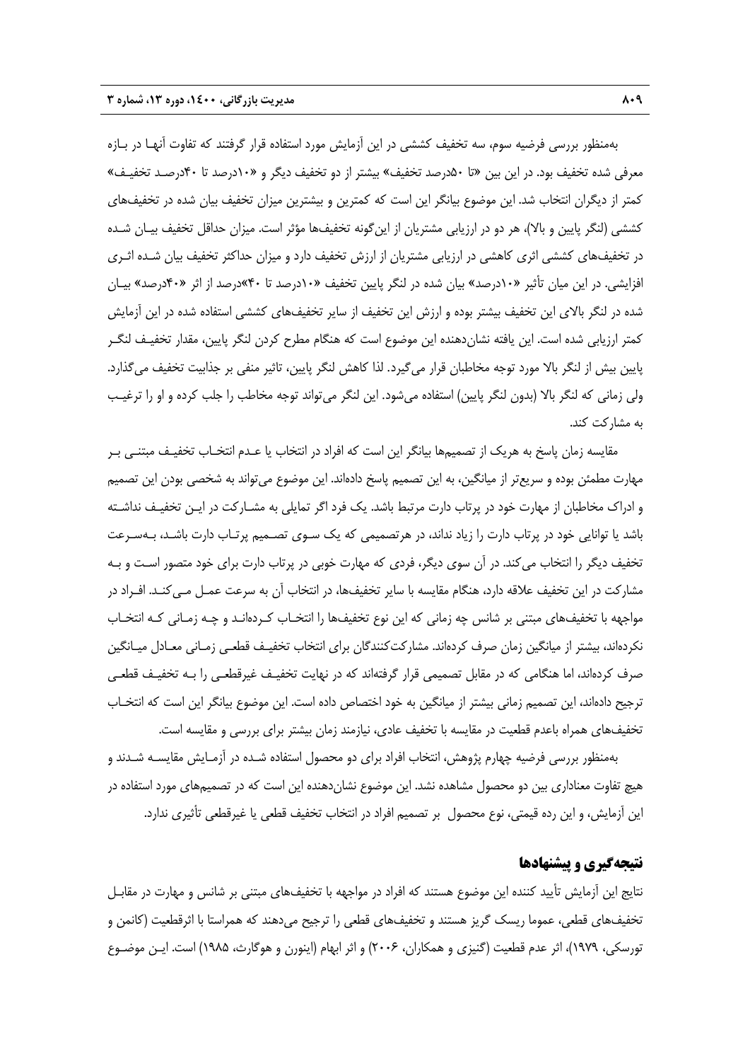به‌منظور بررسی فرضیه سوم، سه تخفیف کششی در این آزمایش مورد استفاده قرار گرفتند که تفاوت آنهـا در بـازه معرفی شده تخفیف بود. در این بین «تا ۵۰درصد تخفیف» بیشتر از دو تخفیف دیگر و «۱۰درصد تا ۴۰درصـد تخفیـف» کمتر از دیگران انتخاب شد. این موضوع بیانگر این است که کمترین و بیشترین میزان تخفیف بیان شده در تخفیف‌های کششی (لنگر پایین و بالا)، هر دو در ارزیابی مشتریان از این‌گونه تخفیف‌ها مؤثر است. میزان حداقل تخفیف بیـان شـده در تخفیف‌های کششی اثری کاهشی در ارزیابی مشتریان از ارزش تخفیف دارد و میزان حداکثر تخفیف بیان شـده اثـری افزایشی. در این میان تأثیر «۱۰درصد» بیان شده در لنگر پایین تخفیف «۱۰درصد تا ۴۰»درصد از اثر «۴۰درصد» بیـان شده در لنگر بالای این تخفیف بیشتر بوده و ارزش این تخفیف از سایر تخفیف‌های کششی استفاده شده در این آزمایش کمتر ارزیابی شده است. این یافته نشان‌دهنده این موضوع است که هنگام مطرح کردن لنگر پایین، مقدار تخفیـف لنگـر پایین بیش از لنگر بالا مورد توجه مخاطبان قرار می‌گیرد. لذا کاهش لنگر پایین، تاثیر منفی بر جذابیت تخفیف می‌گذارد. ولی زمانی که لنگر بالا (بدون لنگر پایین) استفاده می‌شود. این لنگر می‌تواند توجه مخاطب را جلب کرده و او را ترغیـب به مشارکت کند.

مقایسه زمان پاسخ به هریک از تصمیم‌ها بیانگر این است که افراد در انتخاب یا عـدم انتخـاب تخفیـف مبتنـی بـر مهارت مطمئن بوده و سریع‌تر از میانگین، به این تصمیم پاسخ داده‌اند. این موضوع می‌تواند به شخصی بودن این تصمیم و ادراک مخاطبان از مهارت خود در پرتاب دارت مرتبط باشد. یک فرد اگر تمایلی به مشـارکت در ایـن تخفیـف نداشـته باشد یا توانایی خود در پرتاب دارت را زیاد نداند، در هرتصمیمی که یک سـوی تصـمیم پرتـاب دارت باشـد، بـه‌سـرعت تخفیف دیگر را انتخاب می‌کند. در آن سوی دیگر، فردی که مهارت خوبی در پرتاب دارت برای خود متصور اسـت و بـه مشارکت در این تخفیف علاقه دارد، هنگام مقایسه با سایر تخفیف‌ها، در انتخاب آن به سرعت عمـل مـی‌کنـد. افـراد در مواجهه با تخفیف‌های مبتنی بر شانس چه زمانی که این نوع تخفیف‌ها را انتخـاب کـرده‌انـد و چـه زمـانی کـه انتخـاب نکرده‌اند، بیشتر از میانگین زمان صرف کرده‌اند. مشارکت‌کنندگان برای انتخاب تخفیـف قطعـی زمـانی معـادل میـانگین صرف کرده‌اند، اما هنگامی که در مقابل تصمیمی قرار گرفته‌اند که در نهایت تخفیـف غیرقطعـی را بـه تخفیـف قطعـی ترجیح داده‌اند، این تصمیم زمانی بیشتر از میانگین به خود اختصاص داده است. این موضوع بیانگر این است که انتخـاب تخفیف‌های همراه باعدم قطعیت در مقایسه با تخفیف عادی، نیازمند زمان بیشتر برای بررسی و مقایسه است.

به‌منظور بررسی فرضیه چهارم پژوهش، انتخاب افراد برای دو محصول استفاده شـده در آزمـایش مقایسـه شـدند و هیچ تفاوت معناداری بین دو محصول مشاهده نشد. این موضوع نشان‌دهنده این است که در تصمیم‌های مورد استفاده در این آزمایش، و این رده قیمتی، نوع محصول بر تصمیم افراد در انتخاب تخفیف قطعی یا غیرقطعی تأثیری ندارد.

## نتیجه‌گیری و پیشنهادها

نتایج این آزمایش تأیید کننده این موضوع هستند که افراد در مواجهه با تخفیف‌های مبتنی بر شانس و مهارت در مقابـل تخفیف‌های قطعی، عموما ریسک گریز هستند و تخفیف‌های قطعی را ترجیح می‌دهند که همراستا با اثرقطعیت (کانمن و تورسکی، ۱۹۷۹)، اثر عدم قطعیت (گنیزی و همکاران، ۲۰۰۶) و اثر ابهام (اینورن و هوگارث، ۱۹۸۵) است. ایـن موضـوع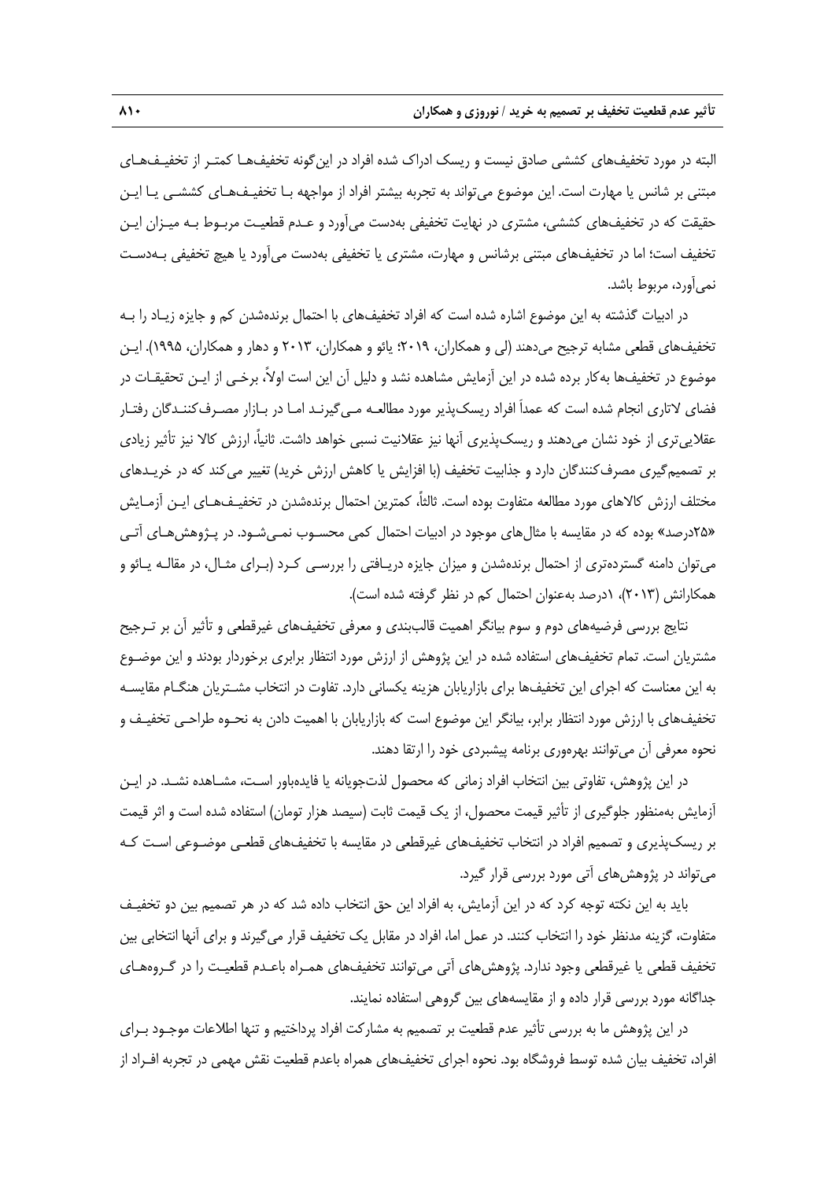البته در مورد تخفیف‌های کششی صادق نیست و ریسک ادراک شده افراد در این‌گونه تخفیف‌ها کمتر از تخفیف‌های مبتنی بر شانس یا مهارت است. این موضوع می‌تواند به تجربه بیشتر افراد از مواجهه با تخفیف‌های کششی یا این حقیقت که در تخفیف‌های کششی، مشتری در نهایت تخفیفی به‌دست می‌آورد و عدم قطعیت مربوط به میزان این تخفیف است؛ اما در تخفیف‌های مبتنی برشانس و مهارت، مشتری یا تخفیفی به‌دست می‌آورد یا هیچ تخفیفی به‌دست نمی‌آورد، مربوط باشد.

در ادبیات گذشته به این موضوع اشاره شده است که افراد تخفیفهای با احتمال برنده‌شدن کم و جایزه زیاد را به تخفیف‌های قطعی مشابه ترجیح می‌دهند (لی و همکاران، ۲۰۱۹؛ یائو و همکاران، ۲۰۱۳ و دهار و همکاران، ۱۹۹۵). این موضوع در تخفیف‌ها به‌کار برده شده در این آزمایش مشاهده نشد و دلیل آن این است اولاً، برخی از این تحقیقات در فضای لاتاری انجام شده است که عمداً افراد ریسک‌پذیر مورد مطالعه می‌گیرند اما در بازار مصرف‌کنندگان رفتار عقلایی‌تری از خود نشان می‌دهند و ریسک‌پذیری آنها نیز عقلانیت نسبی خواهد داشت. ثانیاً، ارزش کالا نیز تأثیر زیادی بر تصمیم‌گیری مصرف‌کنندگان دارد و جذابیت تخفیف (با افزایش یا کاهش ارزش خرید) تغییر می‌کند که در خریدهای مختلف ارزش کالاهای مورد مطالعه متفاوت بوده است. ثالثاً، کمترین احتمال برنده‌شدن در تخفیف‌های این آزمایش «۲۵درصد» بوده که در مقایسه با مثال‌های موجود در ادبیات احتمال کمی محسوب نمی‌شود. در پژوهش‌های آتی می‌توان دامنه گسترده‌تری از احتمال برنده‌شدن و میزان جایزه دریافتی را بررسی کرد (برای مثال، در مقاله یائو و همکارانش (۲۰۱۳)، ۱درصد به‌عنوان احتمال کم در نظر گرفته شده است).

نتایج بررسی فرضیه‌های دوم و سوم بیانگر اهمیت قالب‌بندی و معرفی تخفیف‌های غیرقطعی و تأثیر آن بر ترجیح مشتریان است. تمام تخفیف‌های استفاده شده در این پژوهش از ارزش مورد انتظار برابری برخوردار بودند و این موضوع به این معناست که اجرای این تخفیف‌ها برای بازاریابان هزینه یکسانی دارد. تفاوت در انتخاب مشتریان هنگام مقایسه تخفیف‌های با ارزش مورد انتظار برابر، بیانگر این موضوع است که بازاریابان با اهمیت دادن به نحوه طراحی تخفیف و نحوه معرفی آن می‌توانند بهره‌وری برنامه پیشبردی خود را ارتقا دهند.

در این پژوهش، تفاوتی بین انتخاب افراد زمانی که محصول لذت‌جویانه یا فایده‌باور است، مشاهده نشد. در این آزمایش به‌منظور جلوگیری از تأثیر قیمت محصول، از یک قیمت ثابت (سیصد هزار تومان) استفاده شده است و اثر قیمت بر ریسک‌پذیری و تصمیم افراد در انتخاب تخفیف‌های غیرقطعی در مقایسه با تخفیف‌های قطعی موضوعی است که می‌تواند در پژوهش‌های آتی مورد بررسی قرار گیرد.

باید به این نکته توجه کرد که در این آزمایش، به افراد این حق انتخاب داده شد که در هر تصمیم بین دو تخفیف متفاوت، گزینه مدنظر خود را انتخاب کنند. در عمل اما، افراد در مقابل یک تخفیف قرار می‌گیرند و برای آنها انتخابی بین تخفیف قطعی یا غیرقطعی وجود ندارد. پژوهش‌های آتی می‌توانند تخفیف‌های همراه باعدم قطعیت را در گروه‌های جداگانه مورد بررسی قرار داده و از مقایسه‌های بین گروهی استفاده نمایند.

در این پژوهش ما به بررسی تأثیر عدم قطعیت بر تصمیم به مشارکت افراد پرداختیم و تنها اطلاعات موجود برای افراد، تخفیف بیان شده توسط فروشگاه بود. نحوه اجرای تخفیف‌های همراه باعدم قطعیت نقش مهمی در تجربه افراد از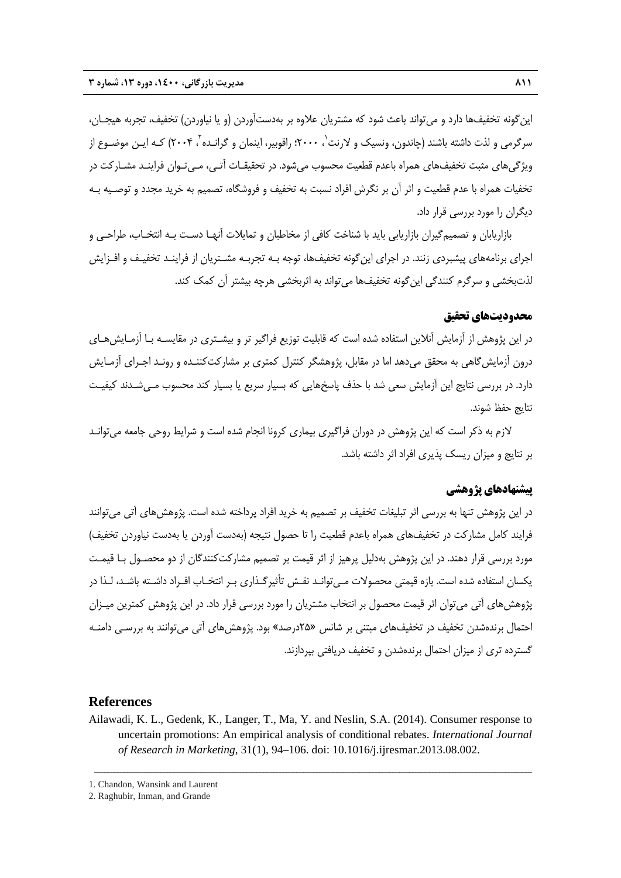این‌گونه تخفیف‌ها دارد و می‌تواند باعث شود که مشتریان علاوه بر به‌دست‌آوردن (و یا نیاوردن) تخفیف، تجربه هیجان، سرگرمی و لذت داشته باشند (چاندون، ونسیک و لارنت[1]، ۲۰۰۰؛ راقوبیر، اینمان و گرانده[2]، ۲۰۰۴) که این موضوع از ویژگی‌های مثبت تخفیف‌های همراه باعدم قطعیت محسوب می‌شود. در تحقیقات آتی، می‌توان فرایند مشارکت در تخفیات همراه با عدم قطعیت و اثر آن بر نگرش افراد نسبت به تخفیف و فروشگاه، تصمیم به خرید مجدد و توصیه به دیگران را مورد بررسی قرار داد.

بازاریابان و تصمیم‌گیران بازاریابی باید با شناخت کافی از مخاطبان و تمایلات آنها دست به انتخاب، طراحی و اجرای برنامه‌های پیشبردی زنند. در اجرای این‌گونه تخفیف‌ها، توجه به تجربه مشتریان از فرایند تخفیف و افزایش لذت‌بخشی و سرگرم کنندگی این‌گونه تخفیف‌ها می‌تواند به اثربخشی هرچه بیشتر آن کمک کند.

## محدودیت‌های تحقیق

در این پژوهش از آزمایش آنلاین استفاده شده است که قابلیت توزیع فراگیر تر و بیشتری در مقایسه با آزمایش‌های درون آزمایش‌گاهی به محقق می‌دهد اما در مقابل، پژوهشگر کنترل کمتری بر مشارکت‌کننده و روند اجرای آزمایش دارد. در بررسی نتایج این آزمایش سعی شد با حذف پاسخ‌هایی که بسیار سریع یا بسیار کند محسوب می‌شدند کیفیت نتایج حفظ شوند.

لازم به ذکر است که این پژوهش در دوران فراگیری بیماری کرونا انجام شده است و شرایط روحی جامعه می‌تواند بر نتایج و میزان ریسک پذیری افراد اثر داشته باشد.

## پیشنهادهای پژوهشی

در این پژوهش تنها به بررسی اثر تبلیغات تخفیف بر تصمیم به خرید افراد پرداخته شده است. پژوهش‌های آتی می‌توانند فرایند کامل مشارکت در تخفیف‌های همراه باعدم قطعیت را تا حصول نتیجه (به‌دست آوردن یا به‌دست نیاوردن تخفیف) مورد بررسی قرار دهند. در این پژوهش به‌دلیل پرهیز از اثر قیمت بر تصمیم مشارکت‌کنندگان از دو محصول با قیمت یکسان استفاده شده است. بازه قیمتی محصولات می‌تواند نقش تأثیرگذاری بر انتخاب افراد داشته باشد، لذا در پژوهش‌های آتی می‌توان اثر قیمت محصول بر انتخاب مشتریان را مورد بررسی قرار داد. در این پژوهش کمترین میزان احتمال برنده‌شدن تخفیف در تخفیف‌های مبتنی بر شانس «۲۵درصد» بود. پژوهش‌های آتی می‌توانند به بررسی دامنه گسترده تری از میزان احتمال برنده‌شدن و تخفیف دریافتی بپردازند.

## References

Ailawadi, K. L., Gedenk, K., Langer, T., Ma, Y. and Neslin, S.A. (2014). Consumer response to uncertain promotions: An empirical analysis of conditional rebates. *International Journal of Research in Marketing*, 31(1), 94–106. doi: 10.1016/j.ijresmar.2013.08.002.

---

1. Chandon, Wansink and Laurent
2. Raghubir, Inman, and Grande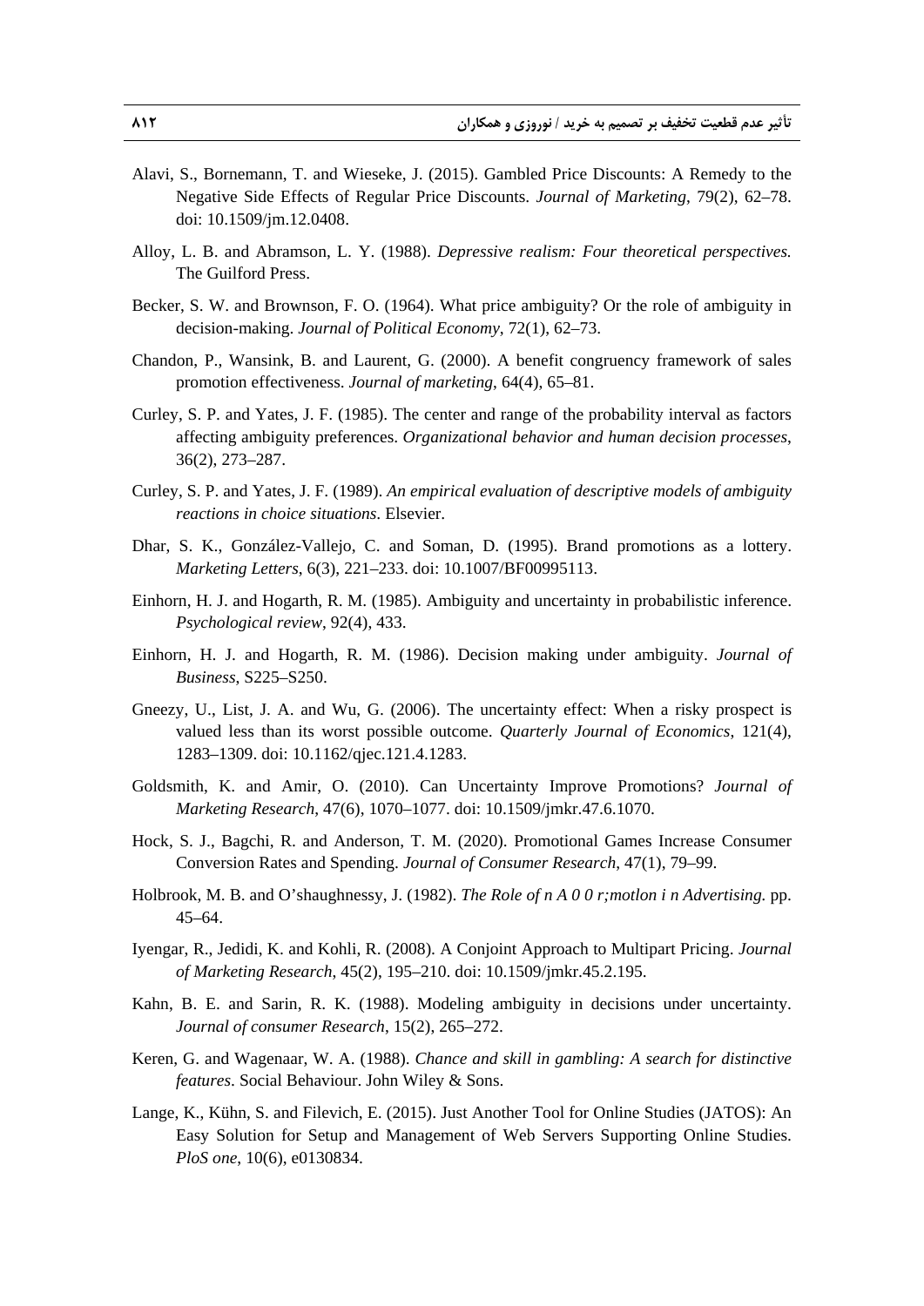Alavi, S., Bornemann, T. and Wieseke, J. (2015). Gambled Price Discounts: A Remedy to the Negative Side Effects of Regular Price Discounts. *Journal of Marketing*, 79(2), 62–78. doi: 10.1509/jm.12.0408.

Alloy, L. B. and Abramson, L. Y. (1988). *Depressive realism: Four theoretical perspectives.* The Guilford Press.

Becker, S. W. and Brownson, F. O. (1964). What price ambiguity? Or the role of ambiguity in decision-making. *Journal of Political Economy*, 72(1), 62–73.

Chandon, P., Wansink, B. and Laurent, G. (2000). A benefit congruency framework of sales promotion effectiveness. *Journal of marketing*, 64(4), 65–81.

Curley, S. P. and Yates, J. F. (1985). The center and range of the probability interval as factors affecting ambiguity preferences. *Organizational behavior and human decision processes*, 36(2), 273–287.

Curley, S. P. and Yates, J. F. (1989). *An empirical evaluation of descriptive models of ambiguity reactions in choice situations*. Elsevier.

Dhar, S. K., González-Vallejo, C. and Soman, D. (1995). Brand promotions as a lottery. *Marketing Letters*, 6(3), 221–233. doi: 10.1007/BF00995113.

Einhorn, H. J. and Hogarth, R. M. (1985). Ambiguity and uncertainty in probabilistic inference. *Psychological review*, 92(4), 433.

Einhorn, H. J. and Hogarth, R. M. (1986). Decision making under ambiguity. *Journal of Business*, S225–S250.

Gneezy, U., List, J. A. and Wu, G. (2006). The uncertainty effect: When a risky prospect is valued less than its worst possible outcome. *Quarterly Journal of Economics*, 121(4), 1283–1309. doi: 10.1162/qjec.121.4.1283.

Goldsmith, K. and Amir, O. (2010). Can Uncertainty Improve Promotions? *Journal of Marketing Research*, 47(6), 1070–1077. doi: 10.1509/jmkr.47.6.1070.

Hock, S. J., Bagchi, R. and Anderson, T. M. (2020). Promotional Games Increase Consumer Conversion Rates and Spending. *Journal of Consumer Research*, 47(1), 79–99.

Holbrook, M. B. and O'shaughnessy, J. (1982). *The Role of n A 0 0 r;motlon i n Advertising.* pp. 45–64.

Iyengar, R., Jedidi, K. and Kohli, R. (2008). A Conjoint Approach to Multipart Pricing. *Journal of Marketing Research*, 45(2), 195–210. doi: 10.1509/jmkr.45.2.195.

Kahn, B. E. and Sarin, R. K. (1988). Modeling ambiguity in decisions under uncertainty. *Journal of consumer Research*, 15(2), 265–272.

Keren, G. and Wagenaar, W. A. (1988). *Chance and skill in gambling: A search for distinctive features*. Social Behaviour. John Wiley & Sons.

Lange, K., Kühn, S. and Filevich, E. (2015). Just Another Tool for Online Studies (JATOS): An Easy Solution for Setup and Management of Web Servers Supporting Online Studies. *PloS one*, 10(6), e0130834.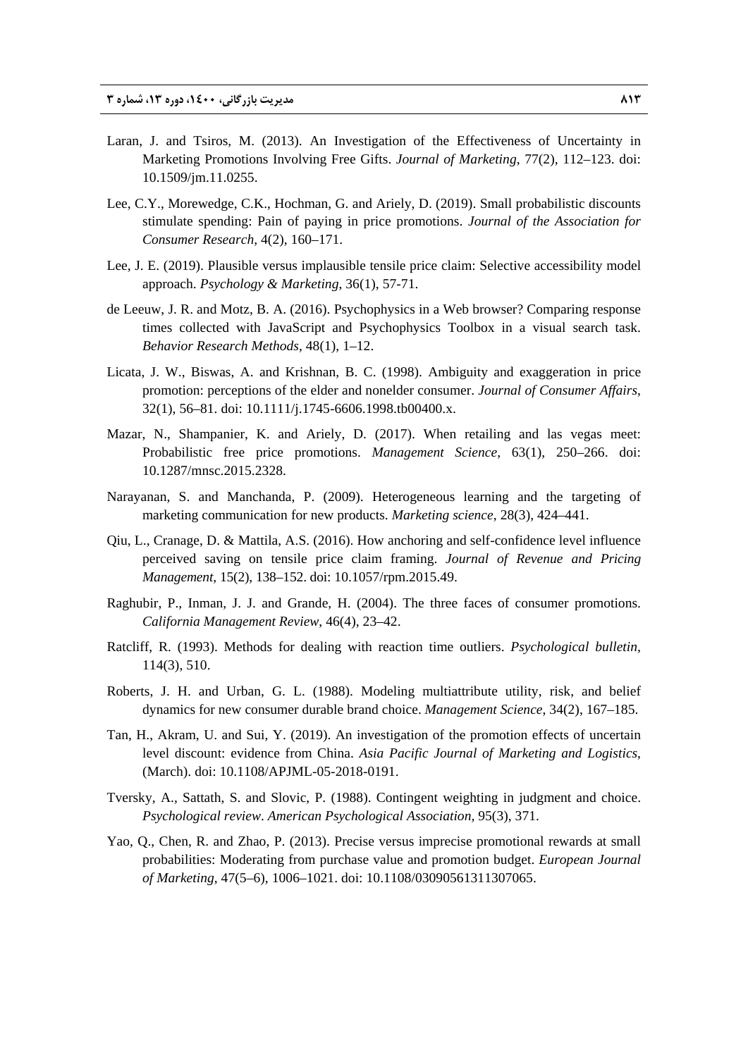Laran, J. and Tsiros, M. (2013). An Investigation of the Effectiveness of Uncertainty in Marketing Promotions Involving Free Gifts. *Journal of Marketing*, 77(2), 112–123. doi: 10.1509/jm.11.0255.

Lee, C.Y., Morewedge, C.K., Hochman, G. and Ariely, D. (2019). Small probabilistic discounts stimulate spending: Pain of paying in price promotions. *Journal of the Association for Consumer Research*, 4(2), 160–171.

Lee, J. E. (2019). Plausible versus implausible tensile price claim: Selective accessibility model approach. *Psychology & Marketing*, 36(1), 57-71.

de Leeuw, J. R. and Motz, B. A. (2016). Psychophysics in a Web browser? Comparing response times collected with JavaScript and Psychophysics Toolbox in a visual search task. *Behavior Research Methods*, 48(1), 1–12.

Licata, J. W., Biswas, A. and Krishnan, B. C. (1998). Ambiguity and exaggeration in price promotion: perceptions of the elder and nonelder consumer. *Journal of Consumer Affairs*, 32(1), 56–81. doi: 10.1111/j.1745-6606.1998.tb00400.x.

Mazar, N., Shampanier, K. and Ariely, D. (2017). When retailing and las vegas meet: Probabilistic free price promotions. *Management Science*, 63(1), 250–266. doi: 10.1287/mnsc.2015.2328.

Narayanan, S. and Manchanda, P. (2009). Heterogeneous learning and the targeting of marketing communication for new products. *Marketing science*, 28(3), 424–441.

Qiu, L., Cranage, D. & Mattila, A.S. (2016). How anchoring and self-confidence level influence perceived saving on tensile price claim framing. *Journal of Revenue and Pricing Management*, 15(2), 138–152. doi: 10.1057/rpm.2015.49.

Raghubir, P., Inman, J. J. and Grande, H. (2004). The three faces of consumer promotions. *California Management Review*, 46(4), 23–42.

Ratcliff, R. (1993). Methods for dealing with reaction time outliers. *Psychological bulletin*, 114(3), 510.

Roberts, J. H. and Urban, G. L. (1988). Modeling multiattribute utility, risk, and belief dynamics for new consumer durable brand choice. *Management Science*, 34(2), 167–185.

Tan, H., Akram, U. and Sui, Y. (2019). An investigation of the promotion effects of uncertain level discount: evidence from China. *Asia Pacific Journal of Marketing and Logistics*, (March). doi: 10.1108/APJML-05-2018-0191.

Tversky, A., Sattath, S. and Slovic, P. (1988). Contingent weighting in judgment and choice. *Psychological review*. *American Psychological Association*, 95(3), 371.

Yao, Q., Chen, R. and Zhao, P. (2013). Precise versus imprecise promotional rewards at small probabilities: Moderating from purchase value and promotion budget. *European Journal of Marketing*, 47(5–6), 1006–1021. doi: 10.1108/03090561311307065.